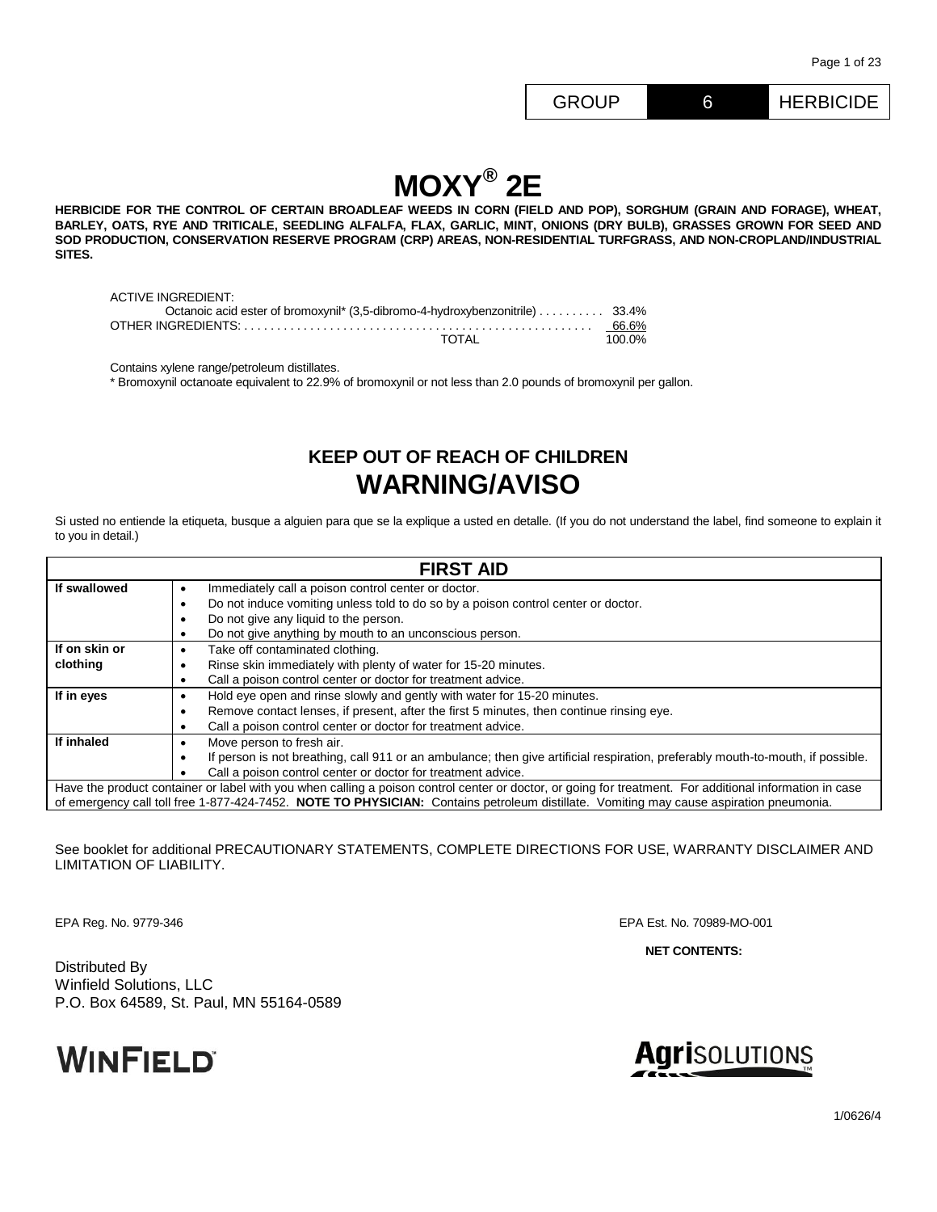| GROUP | 6 | HERBICIDE |
|---|---|---|

# MOXY® 2E

**HERBICIDE FOR THE CONTROL OF CERTAIN BROADLEAF WEEDS IN CORN (FIELD AND POP), SORGHUM (GRAIN AND FORAGE), WHEAT, BARLEY, OATS, RYE AND TRITICALE, SEEDLING ALFALFA, FLAX, GARLIC, MINT, ONIONS (DRY BULB), GRASSES GROWN FOR SEED AND SOD PRODUCTION, CONSERVATION RESERVE PROGRAM (CRP) AREAS, NON-RESIDENTIAL TURFGRASS, AND NON-CROPLAND/INDUSTRIAL SITES.**

ACTIVE INGREDIENT:

| | |
|---|---|
| Octanoic acid ester of bromoxynil* (3,5-dibromo-4-hydroxybenzonitrile) | 33.4% |
| OTHER INGREDIENTS: | 66.6% |
| TOTAL | 100.0% |

Contains xylene range/petroleum distillates.

* Bromoxynil octanoate equivalent to 22.9% of bromoxynil or not less than 2.0 pounds of bromoxynil per gallon.

## KEEP OUT OF REACH OF CHILDREN

## WARNING/AVISO

Si usted no entiende la etiqueta, busque a alguien para que se la explique a usted en detalle. (If you do not understand the label, find someone to explain it to you in detail.)

| FIRST AID | |
|---|---|
| **If swallowed** | • Immediately call a poison control center or doctor.<br>• Do not induce vomiting unless told to do so by a poison control center or doctor.<br>• Do not give any liquid to the person.<br>• Do not give anything by mouth to an unconscious person. |
| **If on skin or clothing** | • Take off contaminated clothing.<br>• Rinse skin immediately with plenty of water for 15-20 minutes.<br>• Call a poison control center or doctor for treatment advice. |
| **If in eyes** | • Hold eye open and rinse slowly and gently with water for 15-20 minutes.<br>• Remove contact lenses, if present, after the first 5 minutes, then continue rinsing eye.<br>• Call a poison control center or doctor for treatment advice. |
| **If inhaled** | • Move person to fresh air.<br>• If person is not breathing, call 911 or an ambulance; then give artificial respiration, preferably mouth-to-mouth, if possible.<br>• Call a poison control center or doctor for treatment advice. |
| Have the product container or label with you when calling a poison control center or doctor, or going for treatment. For additional information in case of emergency call toll free 1-877-424-7452. **NOTE TO PHYSICIAN:** Contains petroleum distillate. Vomiting may cause aspiration pneumonia. | |

See booklet for additional PRECAUTIONARY STATEMENTS, COMPLETE DIRECTIONS FOR USE, WARRANTY DISCLAIMER AND LIMITATION OF LIABILITY.

EPA Reg. No. 9779-346

EPA Est. No. 70989-MO-001

**NET CONTENTS:**

Distributed By
Winfield Solutions, LLC
P.O. Box 64589, St. Paul, MN 55164-0589

WINFIELD

AgriSOLUTIONS

1/0626/4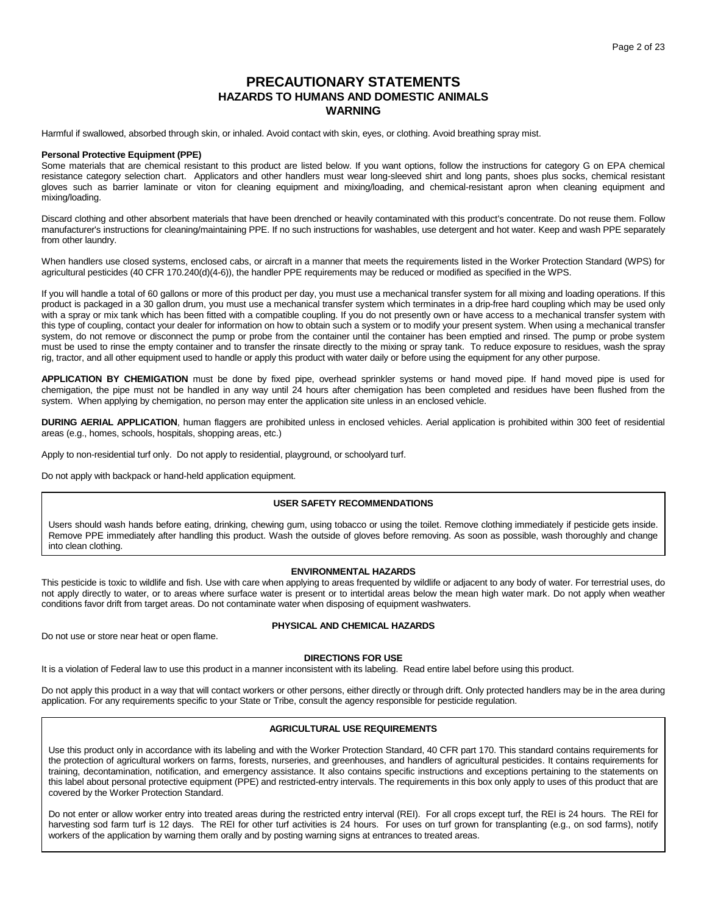# PRECAUTIONARY STATEMENTS

## HAZARDS TO HUMANS AND DOMESTIC ANIMALS

## WARNING

Harmful if swallowed, absorbed through skin, or inhaled. Avoid contact with skin, eyes, or clothing. Avoid breathing spray mist.

**Personal Protective Equipment (PPE)**

Some materials that are chemical resistant to this product are listed below. If you want options, follow the instructions for category G on EPA chemical resistance category selection chart. Applicators and other handlers must wear long-sleeved shirt and long pants, shoes plus socks, chemical resistant gloves such as barrier laminate or viton for cleaning equipment and mixing/loading, and chemical-resistant apron when cleaning equipment and mixing/loading.

Discard clothing and other absorbent materials that have been drenched or heavily contaminated with this product's concentrate. Do not reuse them. Follow manufacturer's instructions for cleaning/maintaining PPE. If no such instructions for washables, use detergent and hot water. Keep and wash PPE separately from other laundry.

When handlers use closed systems, enclosed cabs, or aircraft in a manner that meets the requirements listed in the Worker Protection Standard (WPS) for agricultural pesticides (40 CFR 170.240(d)(4-6)), the handler PPE requirements may be reduced or modified as specified in the WPS.

If you will handle a total of 60 gallons or more of this product per day, you must use a mechanical transfer system for all mixing and loading operations. If this product is packaged in a 30 gallon drum, you must use a mechanical transfer system which terminates in a drip-free hard coupling which may be used only with a spray or mix tank which has been fitted with a compatible coupling. If you do not presently own or have access to a mechanical transfer system with this type of coupling, contact your dealer for information on how to obtain such a system or to modify your present system. When using a mechanical transfer system, do not remove or disconnect the pump or probe from the container until the container has been emptied and rinsed. The pump or probe system must be used to rinse the empty container and to transfer the rinsate directly to the mixing or spray tank. To reduce exposure to residues, wash the spray rig, tractor, and all other equipment used to handle or apply this product with water daily or before using the equipment for any other purpose.

**APPLICATION BY CHEMIGATION** must be done by fixed pipe, overhead sprinkler systems or hand moved pipe. If hand moved pipe is used for chemigation, the pipe must not be handled in any way until 24 hours after chemigation has been completed and residues have been flushed from the system. When applying by chemigation, no person may enter the application site unless in an enclosed vehicle.

**DURING AERIAL APPLICATION**, human flaggers are prohibited unless in enclosed vehicles. Aerial application is prohibited within 300 feet of residential areas (e.g., homes, schools, hospitals, shopping areas, etc.)

Apply to non-residential turf only. Do not apply to residential, playground, or schoolyard turf.

Do not apply with backpack or hand-held application equipment.

### USER SAFETY RECOMMENDATIONS

Users should wash hands before eating, drinking, chewing gum, using tobacco or using the toilet. Remove clothing immediately if pesticide gets inside. Remove PPE immediately after handling this product. Wash the outside of gloves before removing. As soon as possible, wash thoroughly and change into clean clothing.

### ENVIRONMENTAL HAZARDS

This pesticide is toxic to wildlife and fish. Use with care when applying to areas frequented by wildlife or adjacent to any body of water. For terrestrial uses, do not apply directly to water, or to areas where surface water is present or to intertidal areas below the mean high water mark. Do not apply when weather conditions favor drift from target areas. Do not contaminate water when disposing of equipment washwaters.

### PHYSICAL AND CHEMICAL HAZARDS

Do not use or store near heat or open flame.

### DIRECTIONS FOR USE

It is a violation of Federal law to use this product in a manner inconsistent with its labeling. Read entire label before using this product.

Do not apply this product in a way that will contact workers or other persons, either directly or through drift. Only protected handlers may be in the area during application. For any requirements specific to your State or Tribe, consult the agency responsible for pesticide regulation.

### AGRICULTURAL USE REQUIREMENTS

Use this product only in accordance with its labeling and with the Worker Protection Standard, 40 CFR part 170. This standard contains requirements for the protection of agricultural workers on farms, forests, nurseries, and greenhouses, and handlers of agricultural pesticides. It contains requirements for training, decontamination, notification, and emergency assistance. It also contains specific instructions and exceptions pertaining to the statements on this label about personal protective equipment (PPE) and restricted-entry intervals. The requirements in this box only apply to uses of this product that are covered by the Worker Protection Standard.

Do not enter or allow worker entry into treated areas during the restricted entry interval (REI). For all crops except turf, the REI is 24 hours. The REI for harvesting sod farm turf is 12 days. The REI for other turf activities is 24 hours. For uses on turf grown for transplanting (e.g., on sod farms), notify workers of the application by warning them orally and by posting warning signs at entrances to treated areas.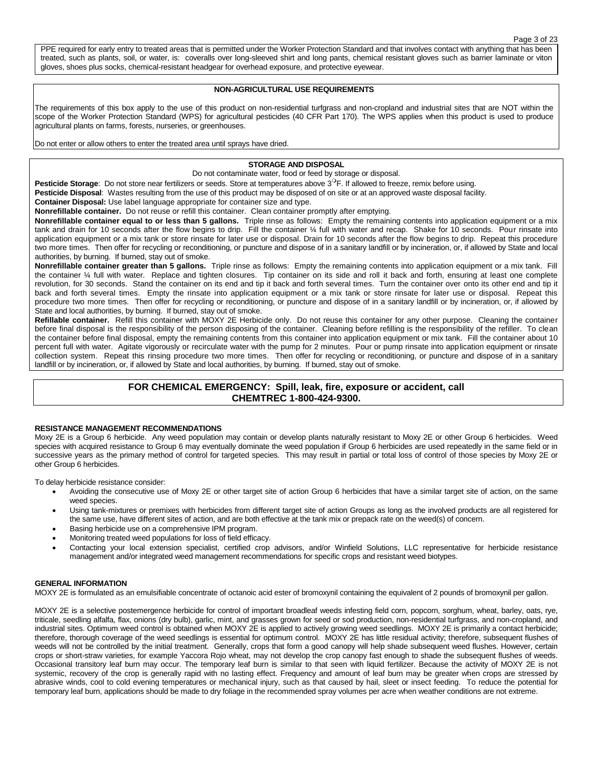PPE required for early entry to treated areas that is permitted under the Worker Protection Standard and that involves contact with anything that has been treated, such as plants, soil, or water, is: coveralls over long-sleeved shirt and long pants, chemical resistant gloves such as barrier laminate or viton gloves, shoes plus socks, chemical-resistant headgear for overhead exposure, and protective eyewear.

**NON-AGRICULTURAL USE REQUIREMENTS**

The requirements of this box apply to the use of this product on non-residential turfgrass and non-cropland and industrial sites that are NOT within the scope of the Worker Protection Standard (WPS) for agricultural pesticides (40 CFR Part 170). The WPS applies when this product is used to produce agricultural plants on farms, forests, nurseries, or greenhouses.

Do not enter or allow others to enter the treated area until sprays have dried.

**STORAGE AND DISPOSAL**

Do not contaminate water, food or feed by storage or disposal.

**Pesticide Storage**: Do not store near fertilizers or seeds. Store at temperatures above 3°F. If allowed to freeze, remix before using.

**Pesticide Disposal**: Wastes resulting from the use of this product may be disposed of on site or at an approved waste disposal facility.

**Container Disposal:** Use label language appropriate for container size and type.

**Nonrefillable container.** Do not reuse or refill this container. Clean container promptly after emptying.

**Nonrefillable container equal to or less than 5 gallons.** Triple rinse as follows: Empty the remaining contents into application equipment or a mix tank and drain for 10 seconds after the flow begins to drip. Fill the container ¼ full with water and recap. Shake for 10 seconds. Pour rinsate into application equipment or a mix tank or store rinsate for later use or disposal. Drain for 10 seconds after the flow begins to drip. Repeat this procedure two more times. Then offer for recycling or reconditioning, or puncture and dispose of in a sanitary landfill or by incineration, or, if allowed by State and local authorities, by burning. If burned, stay out of smoke.

**Nonrefillable container greater than 5 gallons.** Triple rinse as follows: Empty the remaining contents into application equipment or a mix tank. Fill the container ¼ full with water. Replace and tighten closures. Tip container on its side and roll it back and forth, ensuring at least one complete revolution, for 30 seconds. Stand the container on its end and tip it back and forth several times. Turn the container over onto its other end and tip it back and forth several times. Empty the rinsate into application equipment or a mix tank or store rinsate for later use or disposal. Repeat this procedure two more times. Then offer for recycling or reconditioning, or puncture and dispose of in a sanitary landfill or by incineration, or, if allowed by State and local authorities, by burning. If burned, stay out of smoke.

**Refillable container.** Refill this container with MOXY 2E Herbicide only. Do not reuse this container for any other purpose. Cleaning the container before final disposal is the responsibility of the person disposing of the container. Cleaning before refilling is the responsibility of the refiller. To clean the container before final disposal, empty the remaining contents from this container into application equipment or mix tank. Fill the container about 10 percent full with water. Agitate vigorously or recirculate water with the pump for 2 minutes. Pour or pump rinsate into application equipment or rinsate collection system. Repeat this rinsing procedure two more times. Then offer for recycling or reconditioning, or puncture and dispose of in a sanitary landfill or by incineration, or, if allowed by State and local authorities, by burning. If burned, stay out of smoke.

**FOR CHEMICAL EMERGENCY: Spill, leak, fire, exposure or accident, call CHEMTREC 1-800-424-9300.**

**RESISTANCE MANAGEMENT RECOMMENDATIONS**

Moxy 2E is a Group 6 herbicide. Any weed population may contain or develop plants naturally resistant to Moxy 2E or other Group 6 herbicides. Weed species with acquired resistance to Group 6 may eventually dominate the weed population if Group 6 herbicides are used repeatedly in the same field or in successive years as the primary method of control for targeted species. This may result in partial or total loss of control of those species by Moxy 2E or other Group 6 herbicides.

To delay herbicide resistance consider:

- Avoiding the consecutive use of Moxy 2E or other target site of action Group 6 herbicides that have a similar target site of action, on the same weed species.
- Using tank-mixtures or premixes with herbicides from different target site of action Groups as long as the involved products are all registered for the same use, have different sites of action, and are both effective at the tank mix or prepack rate on the weed(s) of concern.
- Basing herbicide use on a comprehensive IPM program.
- Monitoring treated weed populations for loss of field efficacy.
- Contacting your local extension specialist, certified crop advisors, and/or Winfield Solutions, LLC representative for herbicide resistance management and/or integrated weed management recommendations for specific crops and resistant weed biotypes.

**GENERAL INFORMATION**

MOXY 2E is formulated as an emulsifiable concentrate of octanoic acid ester of bromoxynil containing the equivalent of 2 pounds of bromoxynil per gallon.

MOXY 2E is a selective postemergence herbicide for control of important broadleaf weeds infesting field corn, popcorn, sorghum, wheat, barley, oats, rye, triticale, seedling alfalfa, flax, onions (dry bulb), garlic, mint, and grasses grown for seed or sod production, non-residential turfgrass, and non-cropland, and industrial sites. Optimum weed control is obtained when MOXY 2E is applied to actively growing weed seedlings. MOXY 2E is primarily a contact herbicide; therefore, thorough coverage of the weed seedlings is essential for optimum control. MOXY 2E has little residual activity; therefore, subsequent flushes of weeds will not be controlled by the initial treatment. Generally, crops that form a good canopy will help shade subsequent weed flushes. However, certain crops or short-straw varieties, for example Yaccora Rojo wheat, may not develop the crop canopy fast enough to shade the subsequent flushes of weeds. Occasional transitory leaf burn may occur. The temporary leaf burn is similar to that seen with liquid fertilizer. Because the activity of MOXY 2E is not systemic, recovery of the crop is generally rapid with no lasting effect. Frequency and amount of leaf burn may be greater when crops are stressed by abrasive winds, cool to cold evening temperatures or mechanical injury, such as that caused by hail, sleet or insect feeding. To reduce the potential for temporary leaf burn, applications should be made to dry foliage in the recommended spray volumes per acre when weather conditions are not extreme.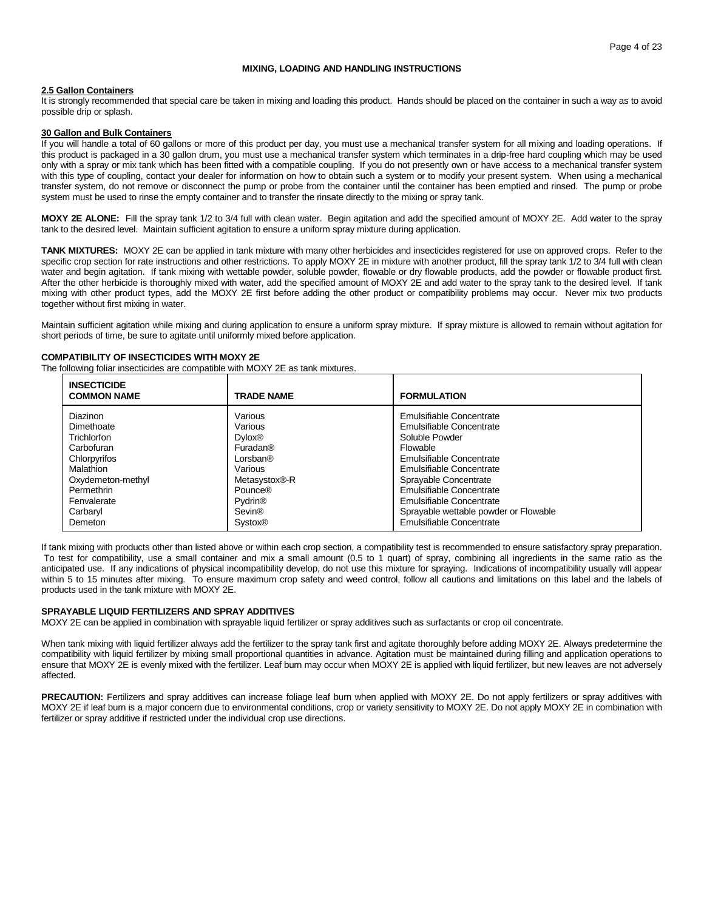## MIXING, LOADING AND HANDLING INSTRUCTIONS

**2.5 Gallon Containers**

It is strongly recommended that special care be taken in mixing and loading this product. Hands should be placed on the container in such a way as to avoid possible drip or splash.

**30 Gallon and Bulk Containers**

If you will handle a total of 60 gallons or more of this product per day, you must use a mechanical transfer system for all mixing and loading operations. If this product is packaged in a 30 gallon drum, you must use a mechanical transfer system which terminates in a drip-free hard coupling which may be used only with a spray or mix tank which has been fitted with a compatible coupling. If you do not presently own or have access to a mechanical transfer system with this type of coupling, contact your dealer for information on how to obtain such a system or to modify your present system. When using a mechanical transfer system, do not remove or disconnect the pump or probe from the container until the container has been emptied and rinsed. The pump or probe system must be used to rinse the empty container and to transfer the rinsate directly to the mixing or spray tank.

**MOXY 2E ALONE:** Fill the spray tank 1/2 to 3/4 full with clean water. Begin agitation and add the specified amount of MOXY 2E. Add water to the spray tank to the desired level. Maintain sufficient agitation to ensure a uniform spray mixture during application.

**TANK MIXTURES:** MOXY 2E can be applied in tank mixture with many other herbicides and insecticides registered for use on approved crops. Refer to the specific crop section for rate instructions and other restrictions. To apply MOXY 2E in mixture with another product, fill the spray tank 1/2 to 3/4 full with clean water and begin agitation. If tank mixing with wettable powder, soluble powder, flowable or dry flowable products, add the powder or flowable product first. After the other herbicide is thoroughly mixed with water, add the specified amount of MOXY 2E and add water to the spray tank to the desired level. If tank mixing with other product types, add the MOXY 2E first before adding the other product or compatibility problems may occur. Never mix two products together without first mixing in water.

Maintain sufficient agitation while mixing and during application to ensure a uniform spray mixture. If spray mixture is allowed to remain without agitation for short periods of time, be sure to agitate until uniformly mixed before application.

**COMPATIBILITY OF INSECTICIDES WITH MOXY 2E**

The following foliar insecticides are compatible with MOXY 2E as tank mixtures.

| INSECTICIDE COMMON NAME | TRADE NAME | FORMULATION |
|---|---|---|
| Diazinon | Various | Emulsifiable Concentrate |
| Dimethoate | Various | Emulsifiable Concentrate |
| Trichlorfon | Dylox® | Soluble Powder |
| Carbofuran | Furadan® | Flowable |
| Chlorpyrifos | Lorsban® | Emulsifiable Concentrate |
| Malathion | Various | Emulsifiable Concentrate |
| Oxydemeton-methyl | Metasystox®-R | Sprayable Concentrate |
| Permethrin | Pounce® | Emulsifiable Concentrate |
| Fenvalerate | Pydrin® | Emulsifiable Concentrate |
| Carbaryl | Sevin® | Sprayable wettable powder or Flowable |
| Demeton | Systox® | Emulsifiable Concentrate |

If tank mixing with products other than listed above or within each crop section, a compatibility test is recommended to ensure satisfactory spray preparation. To test for compatibility, use a small container and mix a small amount (0.5 to 1 quart) of spray, combining all ingredients in the same ratio as the anticipated use. If any indications of physical incompatibility develop, do not use this mixture for spraying. Indications of incompatibility usually will appear within 5 to 15 minutes after mixing. To ensure maximum crop safety and weed control, follow all cautions and limitations on this label and the labels of products used in the tank mixture with MOXY 2E.

**SPRAYABLE LIQUID FERTILIZERS AND SPRAY ADDITIVES**

MOXY 2E can be applied in combination with sprayable liquid fertilizer or spray additives such as surfactants or crop oil concentrate.

When tank mixing with liquid fertilizer always add the fertilizer to the spray tank first and agitate thoroughly before adding MOXY 2E. Always predetermine the compatibility with liquid fertilizer by mixing small proportional quantities in advance. Agitation must be maintained during filling and application operations to ensure that MOXY 2E is evenly mixed with the fertilizer. Leaf burn may occur when MOXY 2E is applied with liquid fertilizer, but new leaves are not adversely affected.

**PRECAUTION:** Fertilizers and spray additives can increase foliage leaf burn when applied with MOXY 2E. Do not apply fertilizers or spray additives with MOXY 2E if leaf burn is a major concern due to environmental conditions, crop or variety sensitivity to MOXY 2E. Do not apply MOXY 2E in combination with fertilizer or spray additive if restricted under the individual crop use directions.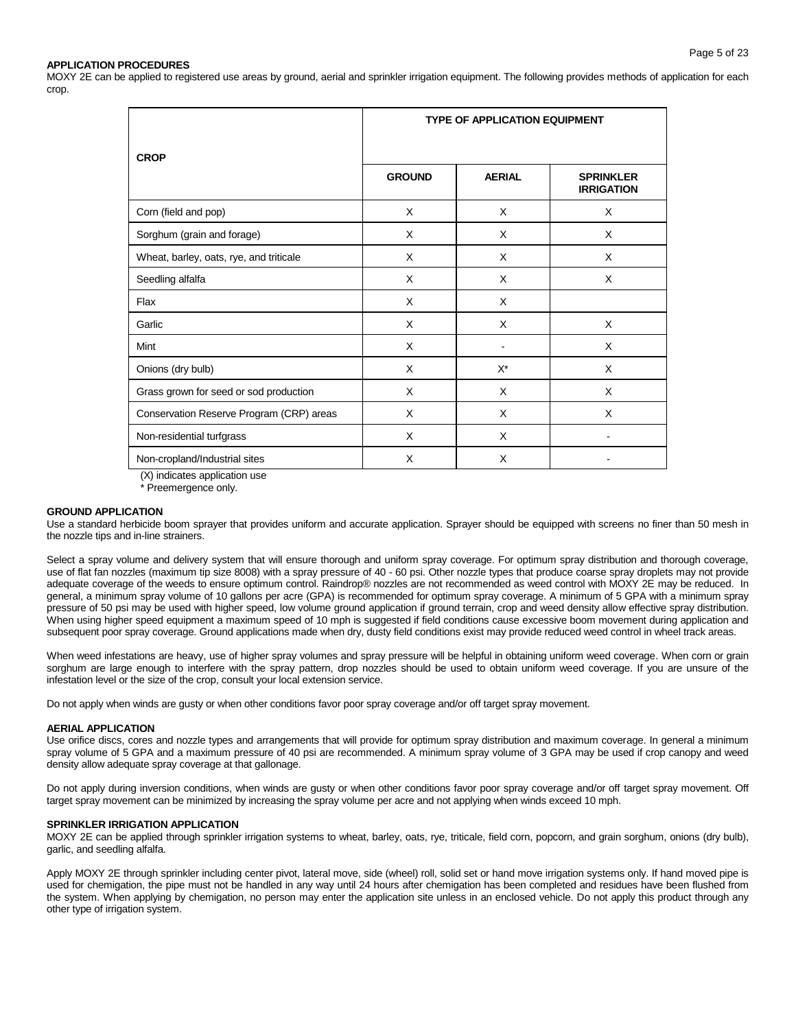## APPLICATION PROCEDURES

MOXY 2E can be applied to registered use areas by ground, aerial and sprinkler irrigation equipment. The following provides methods of application for each crop.

| CROP | TYPE OF APPLICATION EQUIPMENT | | |
|---|---|---|---|
| | GROUND | AERIAL | SPRINKLER IRRIGATION |
| Corn (field and pop) | X | X | X |
| Sorghum (grain and forage) | X | X | X |
| Wheat, barley, oats, rye, and triticale | X | X | X |
| Seedling alfalfa | X | X | X |
| Flax | X | X | |
| Garlic | X | X | X |
| Mint | X | - | X |
| Onions (dry bulb) | X | X* | X |
| Grass grown for seed or sod production | X | X | X |
| Conservation Reserve Program (CRP) areas | X | X | X |
| Non-residential turfgrass | X | X | - |
| Non-cropland/Industrial sites | X | X | - |

(X) indicates application use
\* Preemergence only.

### GROUND APPLICATION

Use a standard herbicide boom sprayer that provides uniform and accurate application. Sprayer should be equipped with screens no finer than 50 mesh in the nozzle tips and in-line strainers.

Select a spray volume and delivery system that will ensure thorough and uniform spray coverage. For optimum spray distribution and thorough coverage, use of flat fan nozzles (maximum tip size 8008) with a spray pressure of 40 - 60 psi. Other nozzle types that produce coarse spray droplets may not provide adequate coverage of the weeds to ensure optimum control. Raindrop® nozzles are not recommended as weed control with MOXY 2E may be reduced. In general, a minimum spray volume of 10 gallons per acre (GPA) is recommended for optimum spray coverage. A minimum of 5 GPA with a minimum spray pressure of 50 psi may be used with higher speed, low volume ground application if ground terrain, crop and weed density allow effective spray distribution. When using higher speed equipment a maximum speed of 10 mph is suggested if field conditions cause excessive boom movement during application and subsequent poor spray coverage. Ground applications made when dry, dusty field conditions exist may provide reduced weed control in wheel track areas.

When weed infestations are heavy, use of higher spray volumes and spray pressure will be helpful in obtaining uniform weed coverage. When corn or grain sorghum are large enough to interfere with the spray pattern, drop nozzles should be used to obtain uniform weed coverage. If you are unsure of the infestation level or the size of the crop, consult your local extension service.

Do not apply when winds are gusty or when other conditions favor poor spray coverage and/or off target spray movement.

### AERIAL APPLICATION

Use orifice discs, cores and nozzle types and arrangements that will provide for optimum spray distribution and maximum coverage. In general a minimum spray volume of 5 GPA and a maximum pressure of 40 psi are recommended. A minimum spray volume of 3 GPA may be used if crop canopy and weed density allow adequate spray coverage at that gallonage.

Do not apply during inversion conditions, when winds are gusty or when other conditions favor poor spray coverage and/or off target spray movement. Off target spray movement can be minimized by increasing the spray volume per acre and not applying when winds exceed 10 mph.

### SPRINKLER IRRIGATION APPLICATION

MOXY 2E can be applied through sprinkler irrigation systems to wheat, barley, oats, rye, triticale, field corn, popcorn, and grain sorghum, onions (dry bulb), garlic, and seedling alfalfa.

Apply MOXY 2E through sprinkler including center pivot, lateral move, side (wheel) roll, solid set or hand move irrigation systems only. If hand moved pipe is used for chemigation, the pipe must not be handled in any way until 24 hours after chemigation has been completed and residues have been flushed from the system. When applying by chemigation, no person may enter the application site unless in an enclosed vehicle. Do not apply this product through any other type of irrigation system.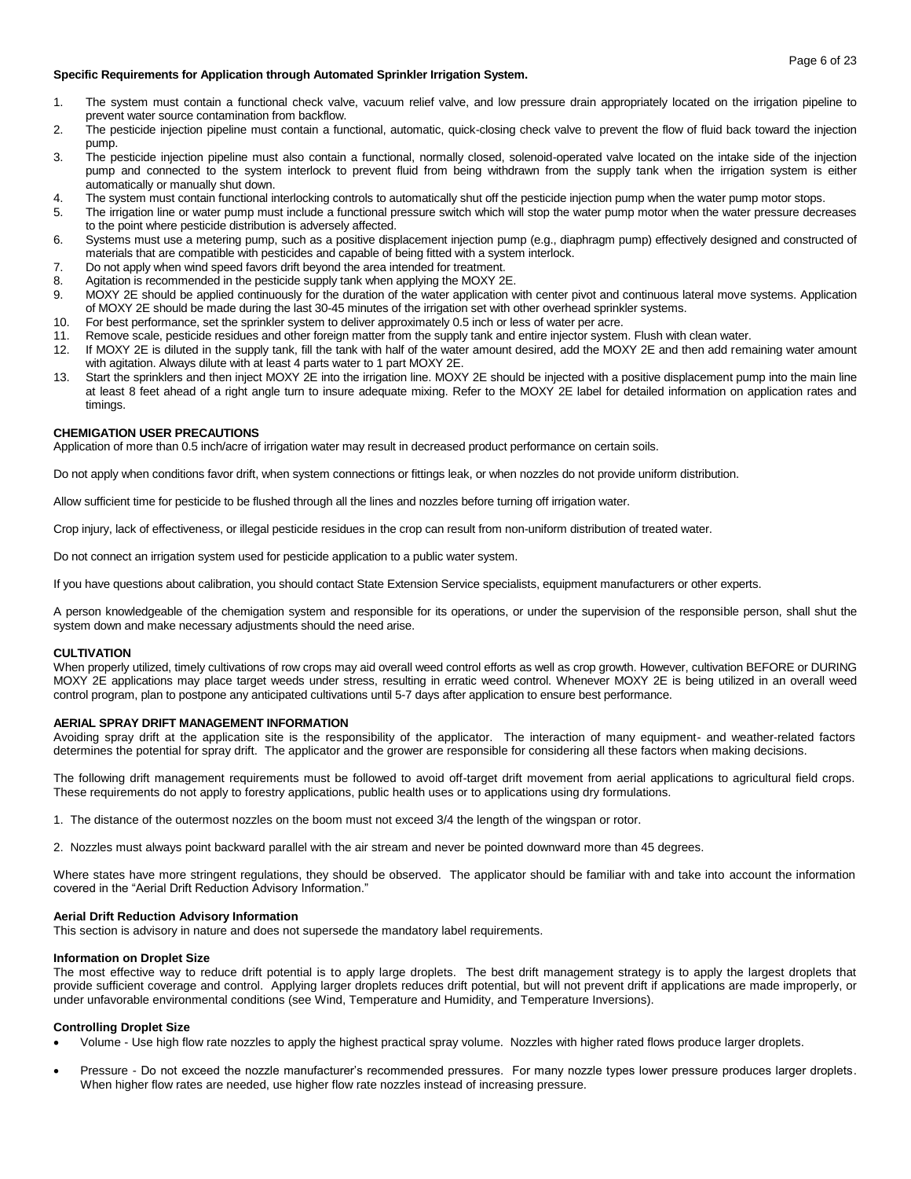**Specific Requirements for Application through Automated Sprinkler Irrigation System.**

1. The system must contain a functional check valve, vacuum relief valve, and low pressure drain appropriately located on the irrigation pipeline to prevent water source contamination from backflow.
2. The pesticide injection pipeline must contain a functional, automatic, quick-closing check valve to prevent the flow of fluid back toward the injection pump.
3. The pesticide injection pipeline must also contain a functional, normally closed, solenoid-operated valve located on the intake side of the injection pump and connected to the system interlock to prevent fluid from being withdrawn from the supply tank when the irrigation system is either automatically or manually shut down.
4. The system must contain functional interlocking controls to automatically shut off the pesticide injection pump when the water pump motor stops.
5. The irrigation line or water pump must include a functional pressure switch which will stop the water pump motor when the water pressure decreases to the point where pesticide distribution is adversely affected.
6. Systems must use a metering pump, such as a positive displacement injection pump (e.g., diaphragm pump) effectively designed and constructed of materials that are compatible with pesticides and capable of being fitted with a system interlock.
7. Do not apply when wind speed favors drift beyond the area intended for treatment.
8. Agitation is recommended in the pesticide supply tank when applying the MOXY 2E.
9. MOXY 2E should be applied continuously for the duration of the water application with center pivot and continuous lateral move systems. Application of MOXY 2E should be made during the last 30-45 minutes of the irrigation set with other overhead sprinkler systems.
10. For best performance, set the sprinkler system to deliver approximately 0.5 inch or less of water per acre.
11. Remove scale, pesticide residues and other foreign matter from the supply tank and entire injector system. Flush with clean water.
12. If MOXY 2E is diluted in the supply tank, fill the tank with half of the water amount desired, add the MOXY 2E and then add remaining water amount with agitation. Always dilute with at least 4 parts water to 1 part MOXY 2E.
13. Start the sprinklers and then inject MOXY 2E into the irrigation line. MOXY 2E should be injected with a positive displacement pump into the main line at least 8 feet ahead of a right angle turn to insure adequate mixing. Refer to the MOXY 2E label for detailed information on application rates and timings.

**CHEMIGATION USER PRECAUTIONS**

Application of more than 0.5 inch/acre of irrigation water may result in decreased product performance on certain soils.

Do not apply when conditions favor drift, when system connections or fittings leak, or when nozzles do not provide uniform distribution.

Allow sufficient time for pesticide to be flushed through all the lines and nozzles before turning off irrigation water.

Crop injury, lack of effectiveness, or illegal pesticide residues in the crop can result from non-uniform distribution of treated water.

Do not connect an irrigation system used for pesticide application to a public water system.

If you have questions about calibration, you should contact State Extension Service specialists, equipment manufacturers or other experts.

A person knowledgeable of the chemigation system and responsible for its operations, or under the supervision of the responsible person, shall shut the system down and make necessary adjustments should the need arise.

**CULTIVATION**

When properly utilized, timely cultivations of row crops may aid overall weed control efforts as well as crop growth. However, cultivation BEFORE or DURING MOXY 2E applications may place target weeds under stress, resulting in erratic weed control. Whenever MOXY 2E is being utilized in an overall weed control program, plan to postpone any anticipated cultivations until 5-7 days after application to ensure best performance.

**AERIAL SPRAY DRIFT MANAGEMENT INFORMATION**

Avoiding spray drift at the application site is the responsibility of the applicator. The interaction of many equipment- and weather-related factors determines the potential for spray drift. The applicator and the grower are responsible for considering all these factors when making decisions.

The following drift management requirements must be followed to avoid off-target drift movement from aerial applications to agricultural field crops. These requirements do not apply to forestry applications, public health uses or to applications using dry formulations.

1. The distance of the outermost nozzles on the boom must not exceed 3/4 the length of the wingspan or rotor.

2. Nozzles must always point backward parallel with the air stream and never be pointed downward more than 45 degrees.

Where states have more stringent regulations, they should be observed. The applicator should be familiar with and take into account the information covered in the "Aerial Drift Reduction Advisory Information."

**Aerial Drift Reduction Advisory Information**

This section is advisory in nature and does not supersede the mandatory label requirements.

**Information on Droplet Size**

The most effective way to reduce drift potential is to apply large droplets. The best drift management strategy is to apply the largest droplets that provide sufficient coverage and control. Applying larger droplets reduces drift potential, but will not prevent drift if applications are made improperly, or under unfavorable environmental conditions (see Wind, Temperature and Humidity, and Temperature Inversions).

**Controlling Droplet Size**

- Volume - Use high flow rate nozzles to apply the highest practical spray volume. Nozzles with higher rated flows produce larger droplets.
- Pressure - Do not exceed the nozzle manufacturer's recommended pressures. For many nozzle types lower pressure produces larger droplets. When higher flow rates are needed, use higher flow rate nozzles instead of increasing pressure.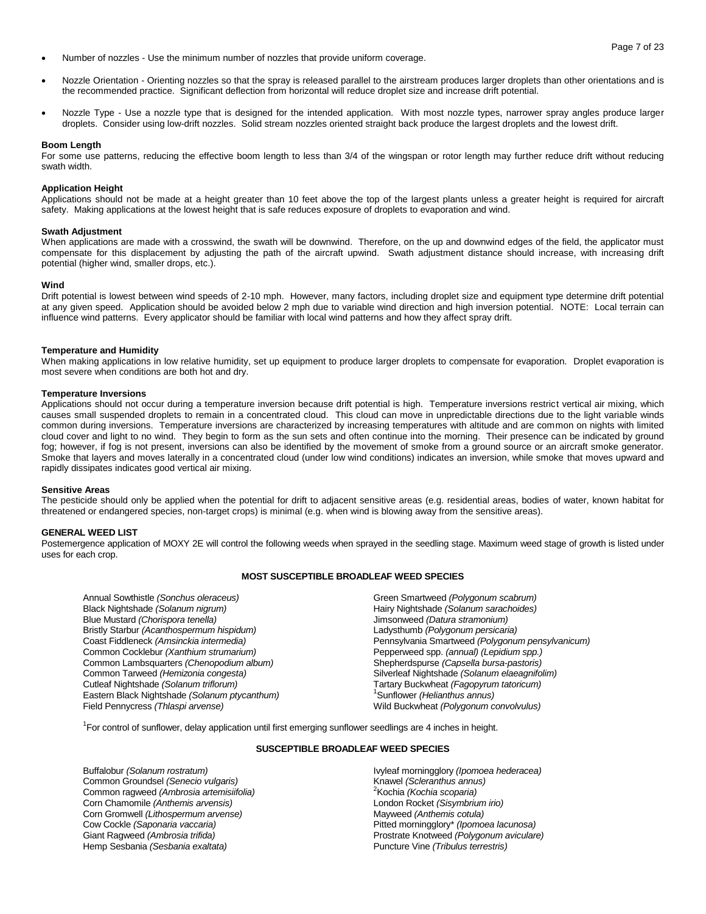- Number of nozzles - Use the minimum number of nozzles that provide uniform coverage.
- Nozzle Orientation - Orienting nozzles so that the spray is released parallel to the airstream produces larger droplets than other orientations and is the recommended practice. Significant deflection from horizontal will reduce droplet size and increase drift potential.
- Nozzle Type - Use a nozzle type that is designed for the intended application. With most nozzle types, narrower spray angles produce larger droplets. Consider using low-drift nozzles. Solid stream nozzles oriented straight back produce the largest droplets and the lowest drift.

**Boom Length**

For some use patterns, reducing the effective boom length to less than 3/4 of the wingspan or rotor length may further reduce drift without reducing swath width.

**Application Height**

Applications should not be made at a height greater than 10 feet above the top of the largest plants unless a greater height is required for aircraft safety. Making applications at the lowest height that is safe reduces exposure of droplets to evaporation and wind.

**Swath Adjustment**

When applications are made with a crosswind, the swath will be downwind. Therefore, on the up and downwind edges of the field, the applicator must compensate for this displacement by adjusting the path of the aircraft upwind. Swath adjustment distance should increase, with increasing drift potential (higher wind, smaller drops, etc.).

**Wind**

Drift potential is lowest between wind speeds of 2-10 mph. However, many factors, including droplet size and equipment type determine drift potential at any given speed. Application should be avoided below 2 mph due to variable wind direction and high inversion potential. NOTE: Local terrain can influence wind patterns. Every applicator should be familiar with local wind patterns and how they affect spray drift.

**Temperature and Humidity**

When making applications in low relative humidity, set up equipment to produce larger droplets to compensate for evaporation. Droplet evaporation is most severe when conditions are both hot and dry.

**Temperature Inversions**

Applications should not occur during a temperature inversion because drift potential is high. Temperature inversions restrict vertical air mixing, which causes small suspended droplets to remain in a concentrated cloud. This cloud can move in unpredictable directions due to the light variable winds common during inversions. Temperature inversions are characterized by increasing temperatures with altitude and are common on nights with limited cloud cover and light to no wind. They begin to form as the sun sets and often continue into the morning. Their presence can be indicated by ground fog; however, if fog is not present, inversions can also be identified by the movement of smoke from a ground source or an aircraft smoke generator. Smoke that layers and moves laterally in a concentrated cloud (under low wind conditions) indicates an inversion, while smoke that moves upward and rapidly dissipates indicates good vertical air mixing.

**Sensitive Areas**

The pesticide should only be applied when the potential for drift to adjacent sensitive areas (e.g. residential areas, bodies of water, known habitat for threatened or endangered species, non-target crops) is minimal (e.g. when wind is blowing away from the sensitive areas).

**GENERAL WEED LIST**

Postemergence application of MOXY 2E will control the following weeds when sprayed in the seedling stage. Maximum weed stage of growth is listed under uses for each crop.

**MOST SUSCEPTIBLE BROADLEAF WEED SPECIES**

Annual Sowthistle *(Sonchus oleraceus)*
Black Nightshade *(Solanum nigrum)*
Blue Mustard *(Chorispora tenella)*
Bristly Starbur *(Acanthospermum hispidum)*
Coast Fiddleneck *(Amsinckia intermedia)*
Common Cocklebur *(Xanthium strumarium)*
Common Lambsquarters *(Chenopodium album)*
Common Tarweed *(Hemizonia congesta)*
Cutleaf Nightshade *(Solanum triflorum)*
Eastern Black Nightshade *(Solanum ptycanthum)*
Field Pennycress *(Thlaspi arvense)*
Green Smartweed *(Polygonum scabrum)*
Hairy Nightshade *(Solanum sarachoides)*
Jimsonweed *(Datura stramonium)*
Ladysthumb *(Polygonum persicaria)*
Pennsylvania Smartweed *(Polygonum pensylvanicum)*
Pepperweed spp. *(annual) (Lepidium spp.)*
Shepherdspurse *(Capsella bursa-pastoris)*
Silverleaf Nightshade *(Solanum elaeagnifolim)*
Tartary Buckwheat *(Fagopyrum tatoricum)*
[1]Sunflower *(Helianthus annus)*
Wild Buckwheat *(Polygonum convolvulus)*

[1]For control of sunflower, delay application until first emerging sunflower seedlings are 4 inches in height.

**SUSCEPTIBLE BROADLEAF WEED SPECIES**

Buffalobur *(Solanum rostratum)*
Common Groundsel *(Senecio vulgaris)*
Common ragweed *(Ambrosia artemisiifolia)*
Corn Chamomile *(Anthemis arvensis)*
Corn Gromwell *(Lithospermum arvense)*
Cow Cockle *(Saponaria vaccaria)*
Giant Ragweed *(Ambrosia trifida)*
Hemp Sesbania *(Sesbania exaltata)*
Ivyleaf morningglory *(Ipomoea hederacea)*
Knawel *(Scleranthus annus)*
[2]Kochia *(Kochia scoparia)*
London Rocket *(Sisymbrium irio)*
Mayweed *(Anthemis cotula)*
Pitted morningglory* *(Ipomoea lacunosa)*
Prostrate Knotweed *(Polygonum aviculare)*
Puncture Vine *(Tribulus terrestris)*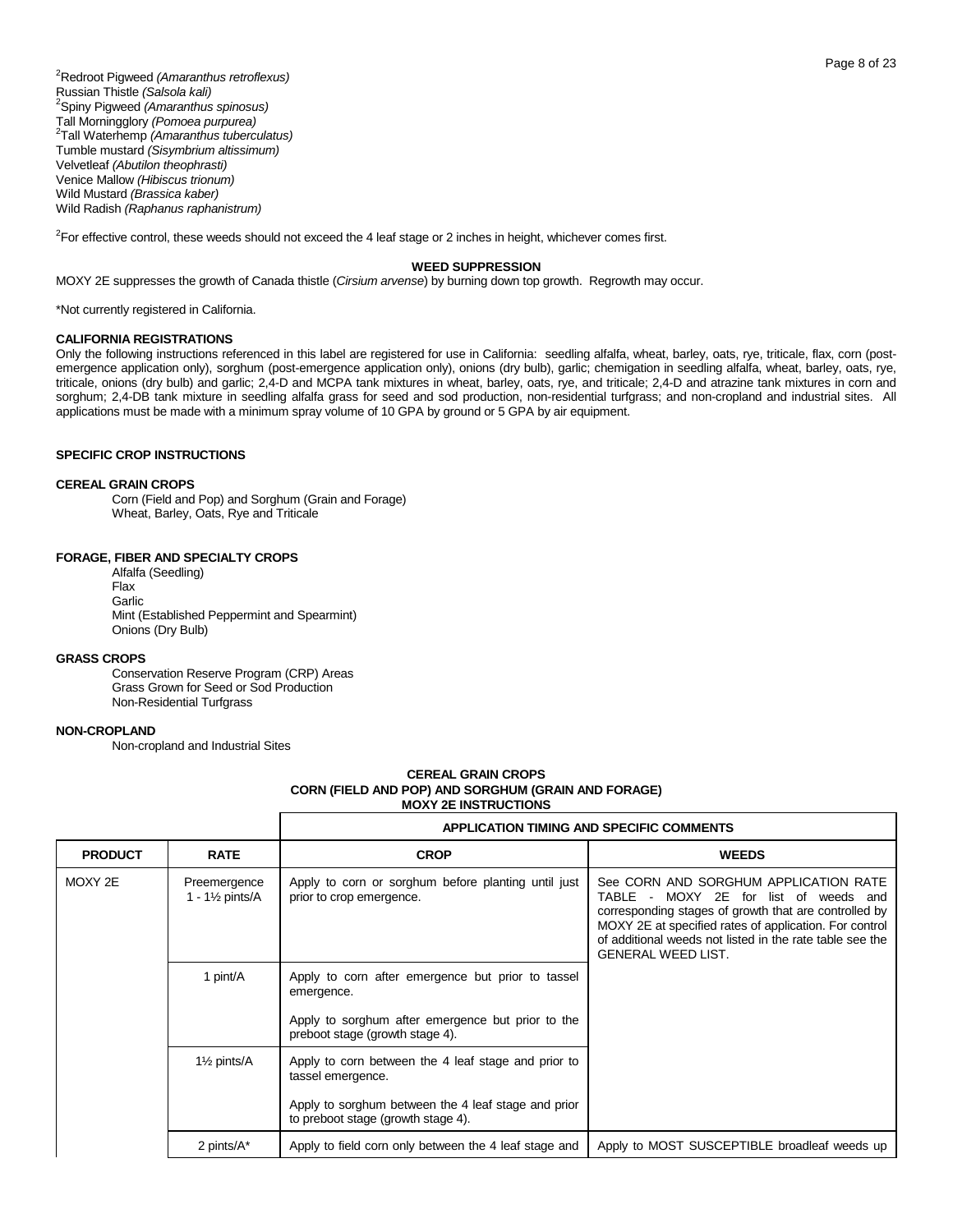[2]Redroot Pigweed *(Amaranthus retroflexus)*
Russian Thistle *(Salsola kali)*
[2]Spiny Pigweed *(Amaranthus spinosus)*
Tall Morningglory *(Pomoea purpurea)*
[2]Tall Waterhemp *(Amaranthus tuberculatus)*
Tumble mustard *(Sisymbrium altissimum)*
Velvetleaf *(Abutilon theophrasti)*
Venice Mallow *(Hibiscus trionum)*
Wild Mustard *(Brassica kaber)*
Wild Radish *(Raphanus raphanistrum)*

[2]For effective control, these weeds should not exceed the 4 leaf stage or 2 inches in height, whichever comes first.

**WEED SUPPRESSION**

MOXY 2E suppresses the growth of Canada thistle (*Cirsium arvense*) by burning down top growth. Regrowth may occur.

*Not currently registered in California.

**CALIFORNIA REGISTRATIONS**

Only the following instructions referenced in this label are registered for use in California: seedling alfalfa, wheat, barley, oats, rye, triticale, flax, corn (post-emergence application only), sorghum (post-emergence application only), onions (dry bulb), garlic; chemigation in seedling alfalfa, wheat, barley, oats, rye, triticale, onions (dry bulb) and garlic; 2,4-D and MCPA tank mixtures in wheat, barley, oats, rye, and triticale; 2,4-D and atrazine tank mixtures in corn and sorghum; 2,4-DB tank mixture in seedling alfalfa grass for seed and sod production, non-residential turfgrass; and non-cropland and industrial sites. All applications must be made with a minimum spray volume of 10 GPA by ground or 5 GPA by air equipment.

**SPECIFIC CROP INSTRUCTIONS**

**CEREAL GRAIN CROPS**

Corn (Field and Pop) and Sorghum (Grain and Forage)
Wheat, Barley, Oats, Rye and Triticale

**FORAGE, FIBER AND SPECIALTY CROPS**

Alfalfa (Seedling)
Flax
Garlic
Mint (Established Peppermint and Spearmint)
Onions (Dry Bulb)

**GRASS CROPS**

Conservation Reserve Program (CRP) Areas
Grass Grown for Seed or Sod Production
Non-Residential Turfgrass

**NON-CROPLAND**

Non-cropland and Industrial Sites

**CEREAL GRAIN CROPS**
**CORN (FIELD AND POP) AND SORGHUM (GRAIN AND FORAGE)**
**MOXY 2E INSTRUCTIONS**

| | | APPLICATION TIMING AND SPECIFIC COMMENTS | |
|---|---|---|---|
| **PRODUCT** | **RATE** | **CROP** | **WEEDS** |
| MOXY 2E | Preemergence 1 - 1½ pints/A | Apply to corn or sorghum before planting until just prior to crop emergence. | See CORN AND SORGHUM APPLICATION RATE TABLE - MOXY 2E for list of weeds and corresponding stages of growth that are controlled by MOXY 2E at specified rates of application. For control of additional weeds not listed in the rate table see the GENERAL WEED LIST. |
| | 1 pint/A | Apply to corn after emergence but prior to tassel emergence.<br><br>Apply to sorghum after emergence but prior to the preboot stage (growth stage 4). | |
| | 1½ pints/A | Apply to corn between the 4 leaf stage and prior to tassel emergence.<br><br>Apply to sorghum between the 4 leaf stage and prior to preboot stage (growth stage 4). | |
| | 2 pints/A* | Apply to field corn only between the 4 leaf stage and | Apply to MOST SUSCEPTIBLE broadleaf weeds up |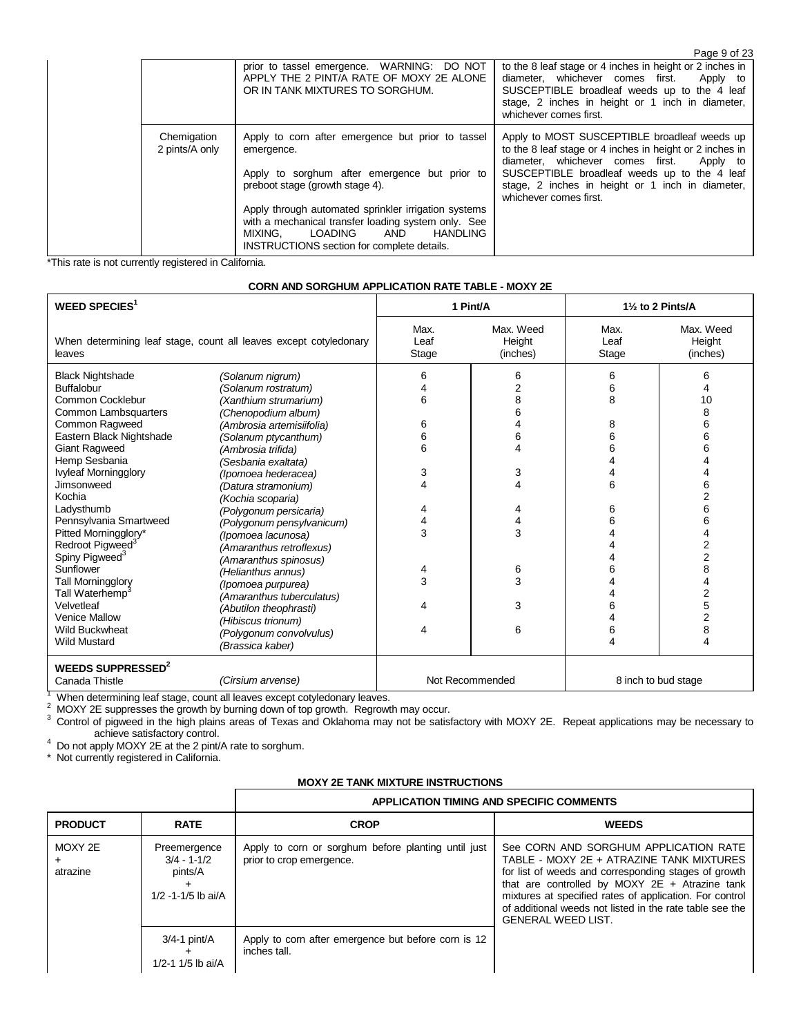| | | |
|---|---|---|
| | prior to tassel emergence. WARNING: DO NOT APPLY THE 2 PINT/A RATE OF MOXY 2E ALONE OR IN TANK MIXTURES TO SORGHUM. | to the 8 leaf stage or 4 inches in height or 2 inches in diameter, whichever comes first. Apply to SUSCEPTIBLE broadleaf weeds up to the 4 leaf stage, 2 inches in height or 1 inch in diameter, whichever comes first. |
| Chemigation 2 pints/A only | Apply to corn after emergence but prior to tassel emergence.<br><br>Apply to sorghum after emergence but prior to preboot stage (growth stage 4).<br><br>Apply through automated sprinkler irrigation systems with a mechanical transfer loading system only. See MIXING, LOADING AND HANDLING INSTRUCTIONS section for complete details. | Apply to MOST SUSCEPTIBLE broadleaf weeds up to the 8 leaf stage or 4 inches in height or 2 inches in diameter, whichever comes first. Apply to SUSCEPTIBLE broadleaf weeds up to the 4 leaf stage, 2 inches in height or 1 inch in diameter, whichever comes first. |

*This rate is not currently registered in California.

**CORN AND SORGHUM APPLICATION RATE TABLE - MOXY 2E**

| WEED SPECIES[1] | | 1 Pint/A | | 1½ to 2 Pints/A | |
|---|---|---|---|---|---|
| When determining leaf stage, count all leaves except cotyledonary leaves | | Max. Leaf Stage | Max. Weed Height (inches) | Max. Leaf Stage | Max. Weed Height (inches) |
| Black Nightshade | *(Solanum nigrum)* | 6 | 6 | 6 | 6 |
| Buffalobur | *(Solanum rostratum)* | 4 | 2 | 6 | 4 |
| Common Cocklebur | *(Xanthium strumarium)* | 6 | 8 | 8 | 10 |
| Common Lambsquarters | *(Chenopodium album)* | | 6 | | 8 |
| Common Ragweed | *(Ambrosia artemisiifolia)* | 6 | 4 | 8 | 6 |
| Eastern Black Nightshade | *(Solanum ptycanthum)* | 6 | 6 | 6 | 6 |
| Giant Ragweed | *(Ambrosia trifida)* | 6 | 4 | 6 | 6 |
| Hemp Sesbania | *(Sesbania exaltata)* | | | 4 | 4 |
| Ivyleaf Morningglory | *(Ipomoea hederacea)* | 3 | 3 | 4 | 4 |
| Jimsonweed | *(Datura stramonium)* | 4 | 4 | 6 | 6 |
| Kochia | *(Kochia scoparia)* | | | | 2 |
| Ladysthumb | *(Polygonum persicaria)* | 4 | 4 | 6 | 6 |
| Pennsylvania Smartweed | *(Polygonum pensylvanicum)* | 4 | 4 | 6 | 6 |
| Pitted Morningglory* | *(Ipomoea lacunosa)* | 3 | 3 | 4 | 4 |
| Redroot Pigweed[3] | *(Amaranthus retroflexus)* | | | 4 | 2 |
| Spiny Pigweed[3] | *(Amaranthus spinosus)* | | | 4 | 2 |
| Sunflower | *(Helianthus annus)* | 4 | 6 | 6 | 8 |
| Tall Morningglory | *(Ipomoea purpurea)* | 3 | 3 | 4 | 4 |
| Tall Waterhemp[3] | *(Amaranthus tuberculatus)* | | | 4 | 2 |
| Velvetleaf | *(Abutilon theophrasti)* | 4 | 3 | 6 | 5 |
| Venice Mallow | *(Hibiscus trionum)* | | | 4 | 2 |
| Wild Buckwheat | *(Polygonum convolvulus)* | 4 | 6 | 6 | 8 |
| Wild Mustard | *(Brassica kaber)* | | | 4 | 4 |
| **WEEDS SUPPRESSED[2]** | | | | | |
| Canada Thistle | *(Cirsium arvense)* | Not Recommended | | 8 inch to bud stage | |

[1] When determining leaf stage, count all leaves except cotyledonary leaves.
[2] MOXY 2E suppresses the growth by burning down of top growth. Regrowth may occur.
[3] Control of pigweed in the high plains areas of Texas and Oklahoma may not be satisfactory with MOXY 2E. Repeat applications may be necessary to achieve satisfactory control.
[4] Do not apply MOXY 2E at the 2 pint/A rate to sorghum.
\* Not currently registered in California.

**MOXY 2E TANK MIXTURE INSTRUCTIONS**

| | | APPLICATION TIMING AND SPECIFIC COMMENTS | |
|---|---|---|---|
| **PRODUCT** | **RATE** | **CROP** | **WEEDS** |
| MOXY 2E + atrazine | Preemergence 3/4 - 1-1/2 pints/A + 1/2 -1-1/5 lb ai/A | Apply to corn or sorghum before planting until just prior to crop emergence. | See CORN AND SORGHUM APPLICATION RATE TABLE - MOXY 2E + ATRAZINE TANK MIXTURES for list of weeds and corresponding stages of growth that are controlled by MOXY 2E + Atrazine tank mixtures at specified rates of application. For control of additional weeds not listed in the rate table see the GENERAL WEED LIST. |
| | 3/4-1 pint/A + 1/2-1 1/5 lb ai/A | Apply to corn after emergence but before corn is 12 inches tall. | |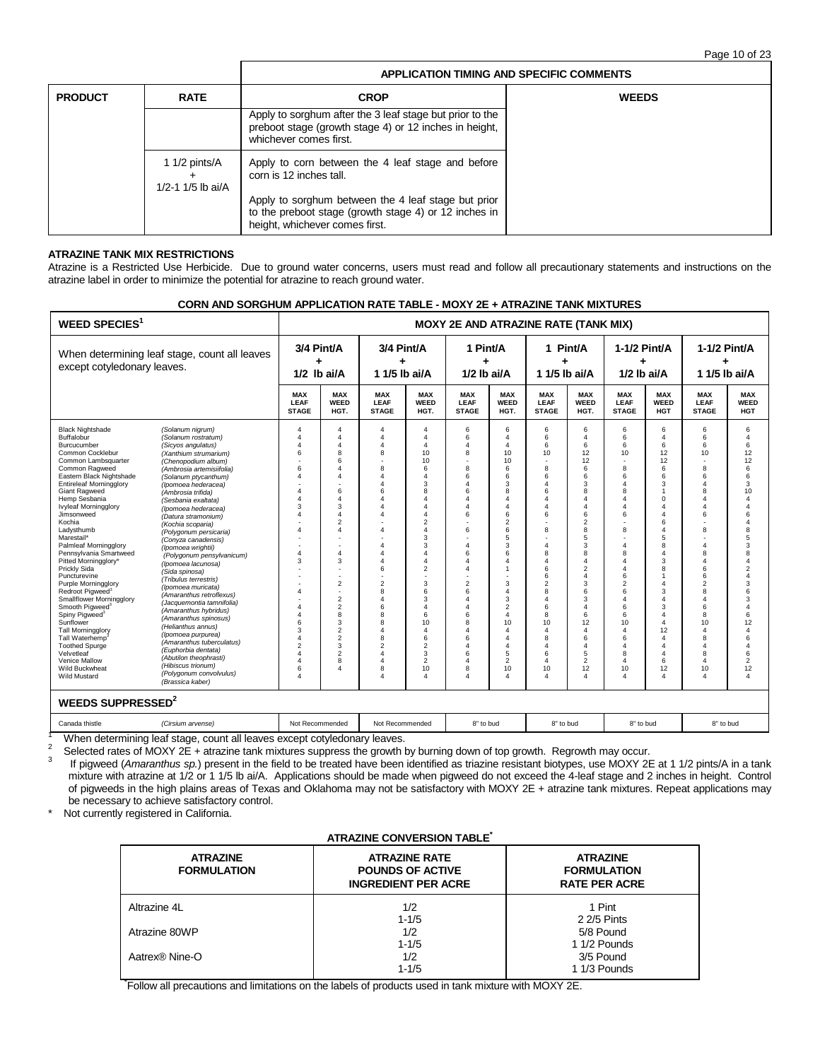| PRODUCT | RATE | APPLICATION TIMING AND SPECIFIC COMMENTS | |
|---|---|---|---|
| | | **CROP** | **WEEDS** |
| | | Apply to sorghum after the 3 leaf stage but prior to the preboot stage (growth stage 4) or 12 inches in height, whichever comes first. | |
| | 1 1/2 pints/A + 1/2-1 1/5 lb ai/A | Apply to corn between the 4 leaf stage and before corn is 12 inches tall.<br><br>Apply to sorghum between the 4 leaf stage but prior to the preboot stage (growth stage 4) or 12 inches in height, whichever comes first. | |

**ATRAZINE TANK MIX RESTRICTIONS**

Atrazine is a Restricted Use Herbicide. Due to ground water concerns, users must read and follow all precautionary statements and instructions on the atrazine label in order to minimize the potential for atrazine to reach ground water.

**CORN AND SORGHUM APPLICATION RATE TABLE - MOXY 2E + ATRAZINE TANK MIXTURES**

| WEED SPECIES[1] | | MOXY 2E AND ATRAZINE RATE (TANK MIX) | | | | | | | | | | | |
|---|---|---|---|---|---|---|---|---|---|---|---|---|---|
| When determining leaf stage, count all leaves except cotyledonary leaves. | | 3/4 Pint/A + 1/2 lb ai/A | | 3/4 Pint/A + 1 1/5 lb ai/A | | 1 Pint/A + 1/2 lb ai/A | | 1 Pint/A + 1 1/5 lb ai/A | | 1-1/2 Pint/A + 1/2 lb ai/A | | 1-1/2 Pint/A + 1 1/5 lb ai/A | |
| | | MAX LEAF STAGE | MAX WEED HGT. | MAX LEAF STAGE | MAX WEED HGT. | MAX LEAF STAGE | MAX WEED HGT. | MAX LEAF STAGE | MAX WEED HGT. | MAX LEAF STAGE | MAX WEED HGT | MAX LEAF STAGE | MAX WEED HGT |
| Black Nightshade | *(Solanum nigrum)* | 4 | 4 | 4 | 4 | 6 | 6 | 6 | 6 | 6 | 6 | 6 | 6 |
| Buffalobur | *(Solanum rostratum)* | 4 | 4 | 4 | 4 | 6 | 4 | 6 | 4 | 6 | 4 | 6 | 4 |
| Burcucumber | *(Sicyos angulatus)* | 4 | 4 | 4 | 4 | 4 | 4 | 6 | 6 | 6 | 6 | 6 | 6 |
| Common Cocklebur | *(Xanthium strumarium)* | 6 | 8 | 8 | 10 | 8 | 10 | 10 | 12 | 10 | 12 | 10 | 12 |
| Common Lambsquarter | *(Chenopodium album)* | - | 6 | - | 10 | - | 10 | - | 12 | - | 12 | - | 12 |
| Common Ragweed | *(Ambrosia artemisiifolia)* | 6 | 4 | 8 | 6 | 8 | 6 | 8 | 6 | 8 | 6 | 8 | 6 |
| Eastern Black Nightshade | *(Solanum ptycanthum)* | 4 | 4 | 4 | 4 | 6 | 6 | 6 | 6 | 6 | 6 | 6 | 6 |
| Entireleaf Morningglory | *(Ipomoea hederacea)* | - | - | 4 | 3 | 4 | 3 | 4 | 3 | 4 | 3 | 4 | 3 |
| Giant Ragweed | *(Ambrosia trifida)* | 4 | 6 | 6 | 8 | 6 | 8 | 6 | 8 | 8 | 1 | 8 | 10 |
| Hemp Sesbania | *(Sesbania exaltata)* | 4 | 4 | 4 | 4 | 4 | 4 | 4 | 4 | 4 | 0 | 4 | 4 |
| Ivyleaf Morningglory | *(Ipomoea hederacea)* | 3 | 3 | 4 | 4 | 4 | 4 | 4 | 4 | 4 | 4 | 4 | 4 |
| Jimsonweed | *(Datura stramonium)* | 4 | 4 | 4 | 4 | 6 | 6 | 6 | 6 | 6 | 4 | 6 | 6 |
| Kochia | *(Kochia scoparia)* | - | 2 | - | 2 | - | 2 | - | 2 | - | 6 | - | 4 |
| Ladysthumb | *(Polygonum persicaria)* | 4 | 4 | 4 | 4 | 6 | 6 | 8 | 8 | 8 | 4 | 8 | 8 |
| Marestail* | *(Conyza canadensis)* | - | - | - | 3 | - | 5 | - | 5 | - | 5 | - | 5 |
| Palmleaf Morningglory | *(Ipomoea wrightii)* | - | - | 4 | 3 | 4 | 3 | 4 | 3 | 4 | 8 | 4 | 3 |
| Pennsylvania Smartweed | *(Polygonum pensylvanicum)* | 4 | 4 | 4 | 4 | 6 | 6 | 8 | 8 | 8 | 4 | 8 | 8 |
| Pitted Morningglory* | *(Ipomoea lacunosa)* | 3 | 3 | 4 | 4 | 4 | 4 | 4 | 4 | 4 | 3 | 4 | 4 |
| Prickly Sida | *(Sida spinosa)* | - | - | 6 | 2 | 4 | 1 | 6 | 2 | 4 | 8 | 6 | 2 |
| Puncturevine | *(Tribulus terrestris)* | - | - | - | - | - | - | 6 | 4 | 6 | 1 | 6 | 4 |
| Purple Morningglory | *(Ipomoea muricata)* | - | - | 2 | 3 | 2 | 3 | 2 | 3 | 2 | 4 | 2 | 3 |
| Redroot Pigweed[3] | *(Amaranthus retroflexus)* | 4 | 2 | 8 | 6 | 6 | 4 | 8 | 6 | 6 | 3 | 8 | 6 |
| Smallflower Morningglory | *(Jacquemontia tamnifolia)* | - | - | 4 | 3 | 4 | 3 | 4 | 3 | 4 | 4 | 4 | 3 |
| Smooth Pigweed[3] | *(Amaranthus hybridus)* | 4 | 2 | 6 | 4 | 4 | 2 | 6 | 4 | 6 | 3 | 6 | 4 |
| Spiny Pigweed[3] | *(Amaranthus spinosus)* | 4 | 2 | 8 | 6 | 6 | 4 | 8 | 6 | 6 | 4 | 8 | 6 |
| Sunflower | *(Helianthus annus)* | 6 | 8 | 8 | 10 | 8 | 10 | 10 | 12 | 10 | 12 | 10 | 12 |
| Tall Morningglory | *(Ipomoea purpurea)* | 3 | 3 | 4 | 4 | 4 | 4 | 4 | 4 | 4 | 4 | 4 | 4 |
| Tall Waterhemp[3] | *(Amaranthus tuberculatus)* | 4 | 2 | 8 | 6 | 6 | 4 | 8 | 6 | 6 | 4 | 8 | 6 |
| Toothed Spurge | *(Euphorbia dentata)* | 2 | 2 | 2 | 2 | 4 | 4 | 4 | 4 | 4 | 4 | 4 | 4 |
| Velvetleaf | *(Abutilon theophrasti)* | 4 | 3 | 4 | 3 | 6 | 5 | 6 | 5 | 8 | 4 | 8 | 6 |
| Venice Mallow | *(Hibiscus trionum)* | 4 | 2 | 4 | 2 | 4 | 2 | 4 | 2 | 4 | 6 | 4 | 2 |
| Wild Buckwheat | *(Polygonum convolvulus)* | 6 | 8 | 8 | 10 | 8 | 10 | 10 | 12 | 10 | 12 | 10 | 12 |
| Wild Mustard | *(Brassica kaber)* | 4 | 4 | 4 | 4 | 4 | 4 | 4 | 4 | 4 | 4 | 4 | 4 |
| **WEEDS SUPPRESSED[2]** | | | | | | | | | | | | | |
| Canada thistle | *(Cirsium arvense)* | Not Recommended | | Not Recommended | | 8" to bud | | 8" to bud | | 8" to bud | | 8" to bud | |

[1] When determining leaf stage, count all leaves except cotyledonary leaves.

[2] Selected rates of MOXY 2E + atrazine tank mixtures suppress the growth by burning down of top growth. Regrowth may occur.

[3] If pigweed (*Amaranthus sp.*) present in the field to be treated have been identified as triazine resistant biotypes, use MOXY 2E at 1 1/2 pints/A in a tank mixture with atrazine at 1/2 or 1 1/5 lb ai/A. Applications should be made when pigweed do not exceed the 4-leaf stage and 2 inches in height. Control of pigweeds in the high plains areas of Texas and Oklahoma may not be satisfactory with MOXY 2E + atrazine tank mixtures. Repeat applications may be necessary to achieve satisfactory control.

\* Not currently registered in California.

**ATRAZINE CONVERSION TABLE***

| ATRAZINE FORMULATION | ATRAZINE RATE POUNDS OF ACTIVE INGREDIENT PER ACRE | ATRAZINE FORMULATION RATE PER ACRE |
|---|---|---|
| Altrazine 4L | 1/2 | 1 Pint |
| | 1-1/5 | 2 2/5 Pints |
| Atrazine 80WP | 1/2 | 5/8 Pound |
| | 1-1/5 | 1 1/2 Pounds |
| Aatrex® Nine-O | 1/2 | 3/5 Pound |
| | 1-1/5 | 1 1/3 Pounds |

*Follow all precautions and limitations on the labels of products used in tank mixture with MOXY 2E.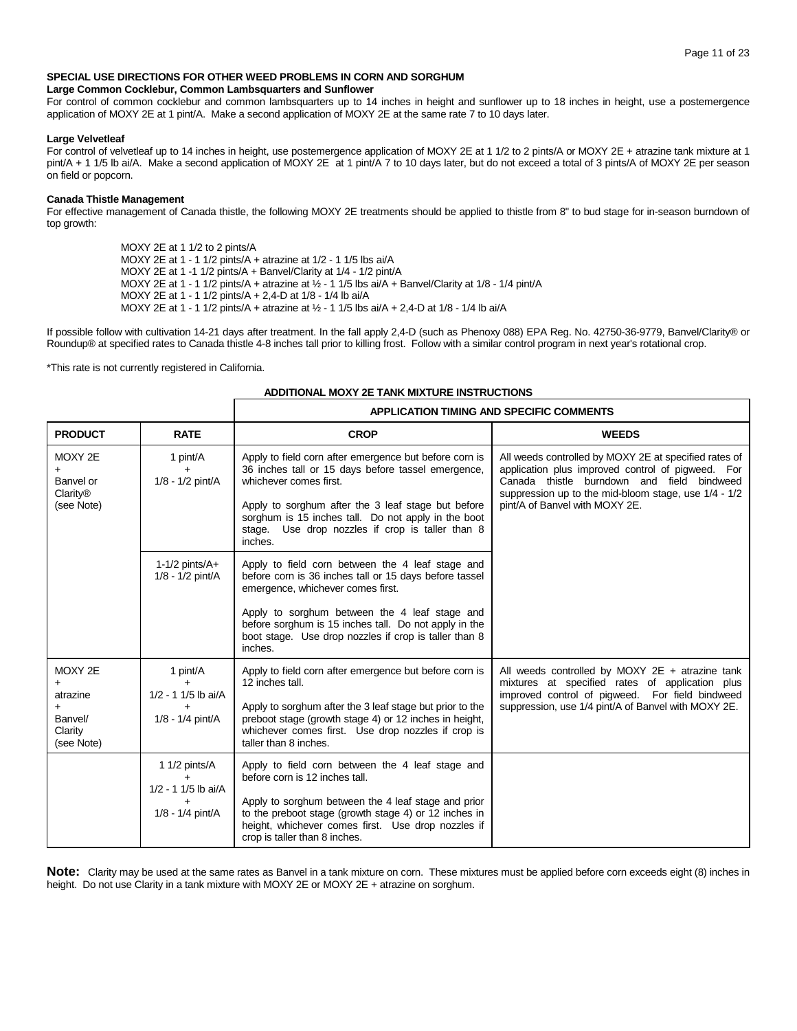### SPECIAL USE DIRECTIONS FOR OTHER WEED PROBLEMS IN CORN AND SORGHUM

**Large Common Cocklebur, Common Lambsquarters and Sunflower**

For control of common cocklebur and common lambsquarters up to 14 inches in height and sunflower up to 18 inches in height, use a postemergence application of MOXY 2E at 1 pint/A. Make a second application of MOXY 2E at the same rate 7 to 10 days later.

**Large Velvetleaf**

For control of velvetleaf up to 14 inches in height, use postemergence application of MOXY 2E at 1 1/2 to 2 pints/A or MOXY 2E + atrazine tank mixture at 1 pint/A + 1 1/5 lb ai/A. Make a second application of MOXY 2E at 1 pint/A 7 to 10 days later, but do not exceed a total of 3 pints/A of MOXY 2E per season on field or popcorn.

**Canada Thistle Management**

For effective management of Canada thistle, the following MOXY 2E treatments should be applied to thistle from 8" to bud stage for in-season burndown of top growth:

MOXY 2E at 1 1/2 to 2 pints/A
MOXY 2E at 1 - 1 1/2 pints/A + atrazine at 1/2 - 1 1/5 lbs ai/A
MOXY 2E at 1 -1 1/2 pints/A + Banvel/Clarity at 1/4 - 1/2 pint/A
MOXY 2E at 1 - 1 1/2 pints/A + atrazine at ½ - 1 1/5 lbs ai/A + Banvel/Clarity at 1/8 - 1/4 pint/A
MOXY 2E at 1 - 1 1/2 pints/A + 2,4-D at 1/8 - 1/4 lb ai/A
MOXY 2E at 1 - 1 1/2 pints/A + atrazine at ½ - 1 1/5 lbs ai/A + 2,4-D at 1/8 - 1/4 lb ai/A

If possible follow with cultivation 14-21 days after treatment. In the fall apply 2,4-D (such as Phenoxy 088) EPA Reg. No. 42750-36-9779, Banvel/Clarity® or Roundup® at specified rates to Canada thistle 4-8 inches tall prior to killing frost. Follow with a similar control program in next year's rotational crop.

*This rate is not currently registered in California.

**ADDITIONAL MOXY 2E TANK MIXTURE INSTRUCTIONS**

| | | APPLICATION TIMING AND SPECIFIC COMMENTS | |
|---|---|---|---|
| **PRODUCT** | **RATE** | **CROP** | **WEEDS** |
| MOXY 2E + Banvel or Clarity® (see Note) | 1 pint/A + 1/8 - 1/2 pint/A | Apply to field corn after emergence but before corn is 36 inches tall or 15 days before tassel emergence, whichever comes first.<br><br>Apply to sorghum after the 3 leaf stage but before sorghum is 15 inches tall. Do not apply in the boot stage. Use drop nozzles if crop is taller than 8 inches. | All weeds controlled by MOXY 2E at specified rates of application plus improved control of pigweed. For Canada thistle burndown and field bindweed suppression up to the mid-bloom stage, use 1/4 - 1/2 pint/A of Banvel with MOXY 2E. |
| | 1-1/2 pints/A+ 1/8 - 1/2 pint/A | Apply to field corn between the 4 leaf stage and before corn is 36 inches tall or 15 days before tassel emergence, whichever comes first.<br><br>Apply to sorghum between the 4 leaf stage and before sorghum is 15 inches tall. Do not apply in the boot stage. Use drop nozzles if crop is taller than 8 inches. | |
| MOXY 2E + atrazine + Banvel/ Clarity (see Note) | 1 pint/A + 1/2 - 1 1/5 lb ai/A + 1/8 - 1/4 pint/A | Apply to field corn after emergence but before corn is 12 inches tall.<br><br>Apply to sorghum after the 3 leaf stage but prior to the preboot stage (growth stage 4) or 12 inches in height, whichever comes first. Use drop nozzles if crop is taller than 8 inches. | All weeds controlled by MOXY 2E + atrazine tank mixtures at specified rates of application plus improved control of pigweed. For field bindweed suppression, use 1/4 pint/A of Banvel with MOXY 2E. |
| | 1 1/2 pints/A + 1/2 - 1 1/5 lb ai/A + 1/8 - 1/4 pint/A | Apply to field corn between the 4 leaf stage and before corn is 12 inches tall.<br><br>Apply to sorghum between the 4 leaf stage and prior to the preboot stage (growth stage 4) or 12 inches in height, whichever comes first. Use drop nozzles if crop is taller than 8 inches. | |

**Note:** Clarity may be used at the same rates as Banvel in a tank mixture on corn. These mixtures must be applied before corn exceeds eight (8) inches in height. Do not use Clarity in a tank mixture with MOXY 2E or MOXY 2E + atrazine on sorghum.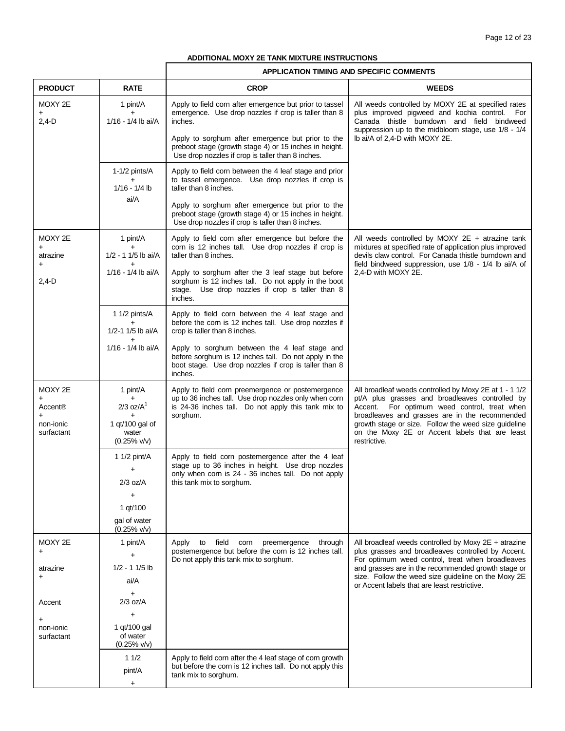**ADDITIONAL MOXY 2E TANK MIXTURE INSTRUCTIONS**

| | | APPLICATION TIMING AND SPECIFIC COMMENTS | |
|---|---|---|---|
| **PRODUCT** | **RATE** | **CROP** | **WEEDS** |
| MOXY 2E + 2,4-D | 1 pint/A + 1/16 - 1/4 lb ai/A | Apply to field corn after emergence but prior to tassel emergence. Use drop nozzles if crop is taller than 8 inches.<br><br>Apply to sorghum after emergence but prior to the preboot stage (growth stage 4) or 15 inches in height. Use drop nozzles if crop is taller than 8 inches. | All weeds controlled by MOXY 2E at specified rates plus improved pigweed and kochia control. For Canada thistle burndown and field bindweed suppression up to the midbloom stage, use 1/8 - 1/4 lb ai/A of 2,4-D with MOXY 2E. |
| | 1-1/2 pints/A + 1/16 - 1/4 lb ai/A | Apply to field corn between the 4 leaf stage and prior to tassel emergence. Use drop nozzles if crop is taller than 8 inches.<br><br>Apply to sorghum after emergence but prior to the preboot stage (growth stage 4) or 15 inches in height. Use drop nozzles if crop is taller than 8 inches. | |
| MOXY 2E + atrazine + 2,4-D | 1 pint/A + 1/2 - 1 1/5 lb ai/A + 1/16 - 1/4 lb ai/A | Apply to field corn after emergence but before the corn is 12 inches tall. Use drop nozzles if crop is taller than 8 inches.<br><br>Apply to sorghum after the 3 leaf stage but before sorghum is 12 inches tall. Do not apply in the boot stage. Use drop nozzles if crop is taller than 8 inches. | All weeds controlled by MOXY 2E + atrazine tank mixtures at specified rate of application plus improved devils claw control. For Canada thistle burndown and field bindweed suppression, use 1/8 - 1/4 lb ai/A of 2,4-D with MOXY 2E. |
| | 1 1/2 pints/A + 1/2-1 1/5 lb ai/A + 1/16 - 1/4 lb ai/A | Apply to field corn between the 4 leaf stage and before the corn is 12 inches tall. Use drop nozzles if crop is taller than 8 inches.<br><br>Apply to sorghum between the 4 leaf stage and before sorghum is 12 inches tall. Do not apply in the boot stage. Use drop nozzles if crop is taller than 8 inches. | |
| MOXY 2E + Accent® + non-ionic surfactant | 1 pint/A + 2/3 oz/A[1] + 1 qt/100 gal of water (0.25% v/v) | Apply to field corn preemergence or postemergence up to 36 inches tall. Use drop nozzles only when corn is 24-36 inches tall. Do not apply this tank mix to sorghum. | All broadleaf weeds controlled by Moxy 2E at 1 - 1 1/2 pt/A plus grasses and broadleaves controlled by Accent. For optimum weed control, treat when broadleaves and grasses are in the recommended growth stage or size. Follow the weed size guideline on the Moxy 2E or Accent labels that are least restrictive. |
| | 1 1/2 pint/A + 2/3 oz/A + 1 qt/100 gal of water (0.25% v/v) | Apply to field corn postemergence after the 4 leaf stage up to 36 inches in height. Use drop nozzles only when corn is 24 - 36 inches tall. Do not apply this tank mix to sorghum. | |
| MOXY 2E + atrazine + Accent + non-ionic surfactant | 1 pint/A + 1/2 - 1 1/5 lb ai/A + 2/3 oz/A + 1 qt/100 gal of water (0.25% v/v) | Apply to field corn preemergence through postemergence but before the corn is 12 inches tall. Do not apply this tank mix to sorghum. | All broadleaf weeds controlled by Moxy 2E + atrazine plus grasses and broadleaves controlled by Accent. For optimum weed control, treat when broadleaves and grasses are in the recommended growth stage or size. Follow the weed size guideline on the Moxy 2E or Accent labels that are least restrictive. |
| | 1 1/2 pint/A + | Apply to field corn after the 4 leaf stage of corn growth but before the corn is 12 inches tall. Do not apply this tank mix to sorghum. | |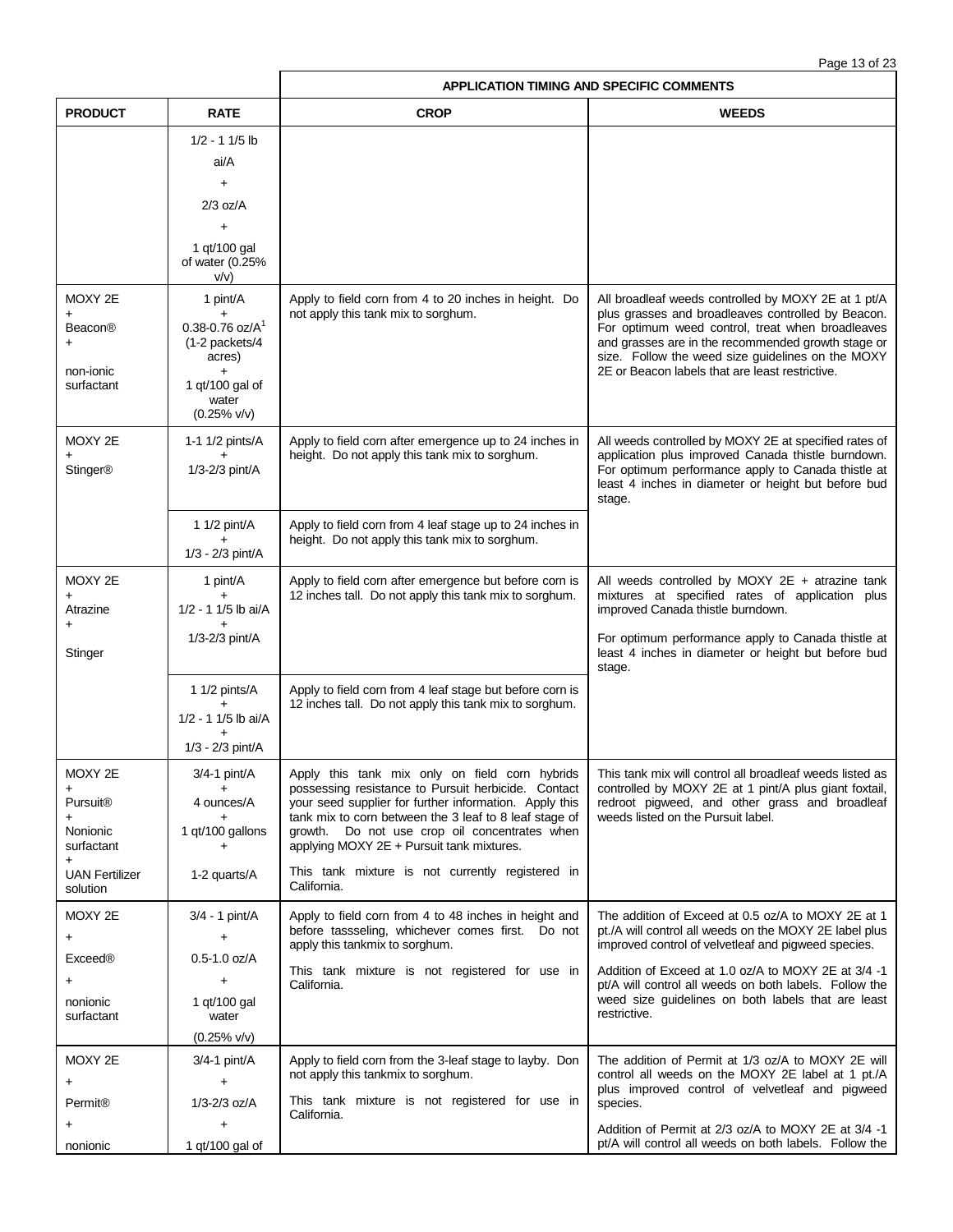| | | APPLICATION TIMING AND SPECIFIC COMMENTS | |
|---|---|---|---|
| **PRODUCT** | **RATE** | **CROP** | **WEEDS** |
| | 1/2 - 1 1/5 lb ai/A + 2/3 oz/A + 1 qt/100 gal of water (0.25% v/v) | | |
| MOXY 2E + Beacon® + non-ionic surfactant | 1 pint/A + 0.38-0.76 oz/A[1] (1-2 packets/4 acres) + 1 qt/100 gal of water (0.25% v/v) | Apply to field corn from 4 to 20 inches in height. Do not apply this tank mix to sorghum. | All broadleaf weeds controlled by MOXY 2E at 1 pt/A plus grasses and broadleaves controlled by Beacon. For optimum weed control, treat when broadleaves and grasses are in the recommended growth stage or size. Follow the weed size guidelines on the MOXY 2E or Beacon labels that are least restrictive. |
| MOXY 2E + Stinger® | 1-1 1/2 pints/A + 1/3-2/3 pint/A | Apply to field corn after emergence up to 24 inches in height. Do not apply this tank mix to sorghum. | All weeds controlled by MOXY 2E at specified rates of application plus improved Canada thistle burndown. For optimum performance apply to Canada thistle at least 4 inches in diameter or height but before bud stage. |
| | 1 1/2 pint/A + 1/3 - 2/3 pint/A | Apply to field corn from 4 leaf stage up to 24 inches in height. Do not apply this tank mix to sorghum. | |
| MOXY 2E + Atrazine + Stinger | 1 pint/A + 1/2 - 1 1/5 lb ai/A + 1/3-2/3 pint/A | Apply to field corn after emergence but before corn is 12 inches tall. Do not apply this tank mix to sorghum. | All weeds controlled by MOXY 2E + atrazine tank mixtures at specified rates of application plus improved Canada thistle burndown.<br><br>For optimum performance apply to Canada thistle at least 4 inches in diameter or height but before bud stage. |
| | 1 1/2 pints/A + 1/2 - 1 1/5 lb ai/A + 1/3 - 2/3 pint/A | Apply to field corn from 4 leaf stage but before corn is 12 inches tall. Do not apply this tank mix to sorghum. | |
| MOXY 2E + Pursuit® + Nonionic surfactant + UAN Fertilizer solution | 3/4-1 pint/A + 4 ounces/A + 1 qt/100 gallons + 1-2 quarts/A | Apply this tank mix only on field corn hybrids possessing resistance to Pursuit herbicide. Contact your seed supplier for further information. Apply this tank mix to corn between the 3 leaf to 8 leaf stage of growth. Do not use crop oil concentrates when applying MOXY 2E + Pursuit tank mixtures.<br><br>This tank mixture is not currently registered in California. | This tank mix will control all broadleaf weeds listed as controlled by MOXY 2E at 1 pint/A plus giant foxtail, redroot pigweed, and other grass and broadleaf weeds listed on the Pursuit label. |
| MOXY 2E + Exceed® + nonionic surfactant | 3/4 - 1 pint/A + 0.5-1.0 oz/A + 1 qt/100 gal water (0.25% v/v) | Apply to field corn from 4 to 48 inches in height and before tassseling, whichever comes first. Do not apply this tankmix to sorghum.<br><br>This tank mixture is not registered for use in California. | The addition of Exceed at 0.5 oz/A to MOXY 2E at 1 pt./A will control all weeds on the MOXY 2E label plus improved control of velvetleaf and pigweed species.<br><br>Addition of Exceed at 1.0 oz/A to MOXY 2E at 3/4 -1 pt/A will control all weeds on both labels. Follow the weed size guidelines on both labels that are least restrictive. |
| MOXY 2E + Permit® + nonionic | 3/4-1 pint/A + 1/3-2/3 oz/A + 1 qt/100 gal of | Apply to field corn from the 3-leaf stage to layby. Don not apply this tankmix to sorghum.<br><br>This tank mixture is not registered for use in California. | The addition of Permit at 1/3 oz/A to MOXY 2E will control all weeds on the MOXY 2E label at 1 pt./A plus improved control of velvetleaf and pigweed species.<br><br>Addition of Permit at 2/3 oz/A to MOXY 2E at 3/4 -1 pt/A will control all weeds on both labels. Follow the |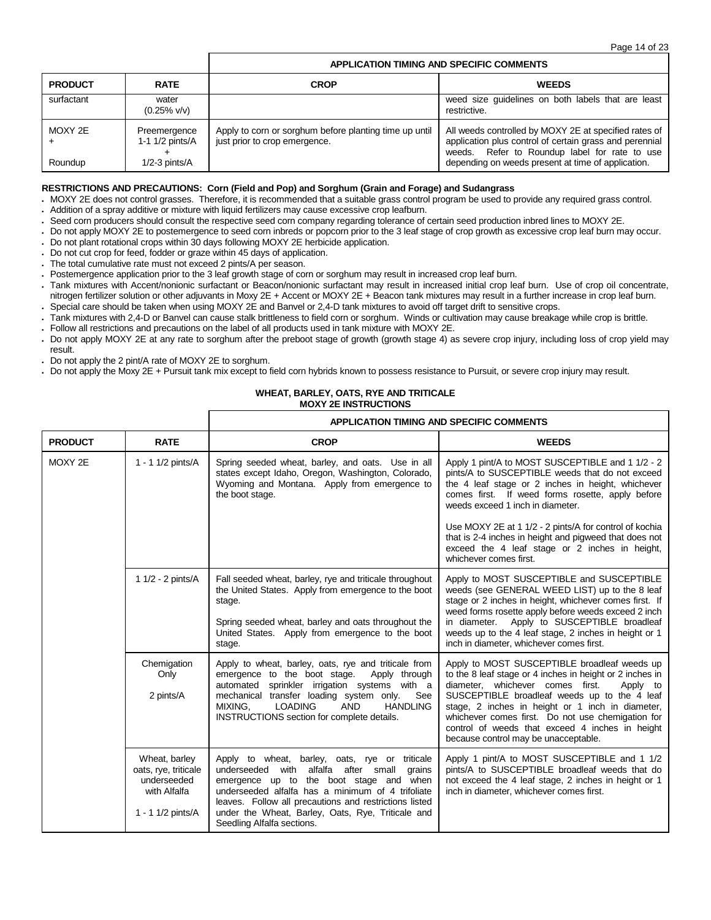| | | APPLICATION TIMING AND SPECIFIC COMMENTS | |
|---|---|---|---|
| **PRODUCT** | **RATE** | **CROP** | **WEEDS** |
| surfactant | water (0.25% v/v) | | weed size guidelines on both labels that are least restrictive. |
| MOXY 2E + Roundup | Preemergence 1-1 1/2 pints/A + 1/2-3 pints/A | Apply to corn or sorghum before planting time up until just prior to crop emergence. | All weeds controlled by MOXY 2E at specified rates of application plus control of certain grass and perennial weeds. Refer to Roundup label for rate to use depending on weeds present at time of application. |

**RESTRICTIONS AND PRECAUTIONS: Corn (Field and Pop) and Sorghum (Grain and Forage) and Sudangrass**

- MOXY 2E does not control grasses. Therefore, it is recommended that a suitable grass control program be used to provide any required grass control.
- Addition of a spray additive or mixture with liquid fertilizers may cause excessive crop leafburn.
- Seed corn producers should consult the respective seed corn company regarding tolerance of certain seed production inbred lines to MOXY 2E.
- Do not apply MOXY 2E to postemergence to seed corn inbreds or popcorn prior to the 3 leaf stage of crop growth as excessive crop leaf burn may occur.
- Do not plant rotational crops within 30 days following MOXY 2E herbicide application.
- Do not cut crop for feed, fodder or graze within 45 days of application.
- The total cumulative rate must not exceed 2 pints/A per season.
- Postemergence application prior to the 3 leaf growth stage of corn or sorghum may result in increased crop leaf burn.
- Tank mixtures with Accent/nonionic surfactant or Beacon/nonionic surfactant may result in increased initial crop leaf burn. Use of crop oil concentrate, nitrogen fertilizer solution or other adjuvants in Moxy 2E + Accent or MOXY 2E + Beacon tank mixtures may result in a further increase in crop leaf burn.
- Special care should be taken when using MOXY 2E and Banvel or 2,4-D tank mixtures to avoid off target drift to sensitive crops.
- Tank mixtures with 2,4-D or Banvel can cause stalk brittleness to field corn or sorghum. Winds or cultivation may cause breakage while crop is brittle.
- Follow all restrictions and precautions on the label of all products used in tank mixture with MOXY 2E.
- Do not apply MOXY 2E at any rate to sorghum after the preboot stage of growth (growth stage 4) as severe crop injury, including loss of crop yield may result.
- Do not apply the 2 pint/A rate of MOXY 2E to sorghum.
- Do not apply the Moxy 2E + Pursuit tank mix except to field corn hybrids known to possess resistance to Pursuit, or severe crop injury may result.

## WHEAT, BARLEY, OATS, RYE AND TRITICALE
## MOXY 2E INSTRUCTIONS

| | | APPLICATION TIMING AND SPECIFIC COMMENTS | |
|---|---|---|---|
| **PRODUCT** | **RATE** | **CROP** | **WEEDS** |
| MOXY 2E | 1 - 1 1/2 pints/A | Spring seeded wheat, barley, and oats. Use in all states except Idaho, Oregon, Washington, Colorado, Wyoming and Montana. Apply from emergence to the boot stage. | Apply 1 pint/A to MOST SUSCEPTIBLE and 1 1/2 - 2 pints/A to SUSCEPTIBLE weeds that do not exceed the 4 leaf stage or 2 inches in height, whichever comes first. If weed forms rosette, apply before weeds exceed 1 inch in diameter.<br><br>Use MOXY 2E at 1 1/2 - 2 pints/A for control of kochia that is 2-4 inches in height and pigweed that does not exceed the 4 leaf stage or 2 inches in height, whichever comes first. |
| | 1 1/2 - 2 pints/A | Fall seeded wheat, barley, rye and triticale throughout the United States. Apply from emergence to the boot stage.<br><br>Spring seeded wheat, barley and oats throughout the United States. Apply from emergence to the boot stage. | Apply to MOST SUSCEPTIBLE and SUSCEPTIBLE weeds (see GENERAL WEED LIST) up to the 8 leaf stage or 2 inches in height, whichever comes first. If weed forms rosette apply before weeds exceed 2 inch in diameter. Apply to SUSCEPTIBLE broadleaf weeds up to the 4 leaf stage, 2 inches in height or 1 inch in diameter, whichever comes first. |
| | Chemigation Only<br><br>2 pints/A | Apply to wheat, barley, oats, rye and triticale from emergence to the boot stage. Apply through automated sprinkler irrigation systems with a mechanical transfer loading system only. See MIXING, LOADING AND HANDLING INSTRUCTIONS section for complete details. | Apply to MOST SUSCEPTIBLE broadleaf weeds up to the 8 leaf stage or 4 inches in height or 2 inches in diameter, whichever comes first. Apply to SUSCEPTIBLE broadleaf weeds up to the 4 leaf stage, 2 inches in height or 1 inch in diameter, whichever comes first. Do not use chemigation for control of weeds that exceed 4 inches in height because control may be unacceptable. |
| | Wheat, barley oats, rye, triticale underseeded with Alfalfa<br><br>1 - 1 1/2 pints/A | Apply to wheat, barley, oats, rye or triticale underseeded with alfalfa after small grains emergence up to the boot stage and when underseeded alfalfa has a minimum of 4 trifoliate leaves. Follow all precautions and restrictions listed under the Wheat, Barley, Oats, Rye, Triticale and Seedling Alfalfa sections. | Apply 1 pint/A to MOST SUSCEPTIBLE and 1 1/2 pints/A to SUSCEPTIBLE broadleaf weeds that do not exceed the 4 leaf stage, 2 inches in height or 1 inch in diameter, whichever comes first. |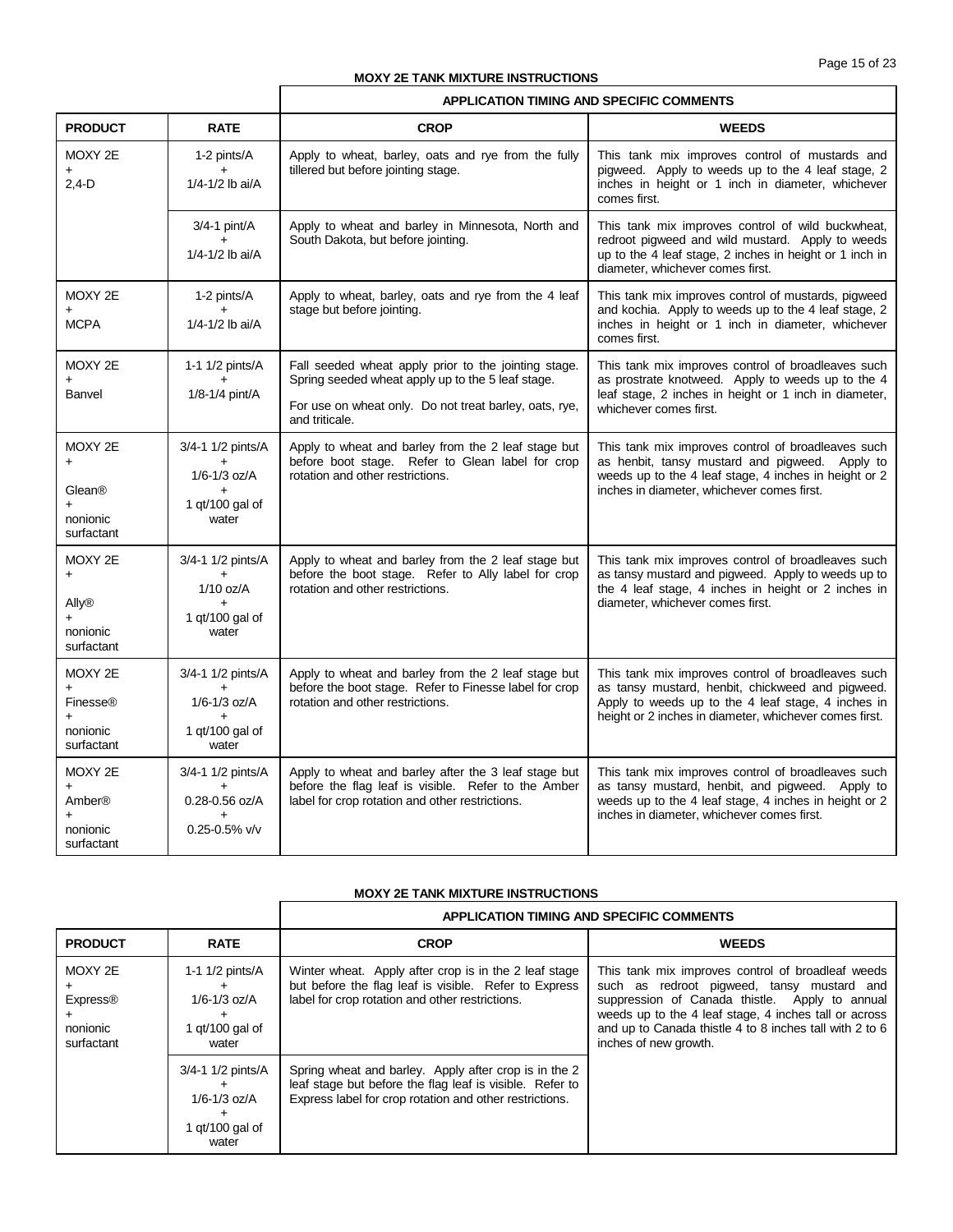**MOXY 2E TANK MIXTURE INSTRUCTIONS**

| | | APPLICATION TIMING AND SPECIFIC COMMENTS | |
|---|---|---|---|
| **PRODUCT** | **RATE** | **CROP** | **WEEDS** |
| MOXY 2E + 2,4-D | 1-2 pints/A + 1/4-1/2 lb ai/A | Apply to wheat, barley, oats and rye from the fully tillered but before jointing stage. | This tank mix improves control of mustards and pigweed. Apply to weeds up to the 4 leaf stage, 2 inches in height or 1 inch in diameter, whichever comes first. |
| | 3/4-1 pint/A + 1/4-1/2 lb ai/A | Apply to wheat and barley in Minnesota, North and South Dakota, but before jointing. | This tank mix improves control of wild buckwheat, redroot pigweed and wild mustard. Apply to weeds up to the 4 leaf stage, 2 inches in height or 1 inch in diameter, whichever comes first. |
| MOXY 2E + MCPA | 1-2 pints/A + 1/4-1/2 lb ai/A | Apply to wheat, barley, oats and rye from the 4 leaf stage but before jointing. | This tank mix improves control of mustards, pigweed and kochia. Apply to weeds up to the 4 leaf stage, 2 inches in height or 1 inch in diameter, whichever comes first. |
| MOXY 2E + Banvel | 1-1 1/2 pints/A + 1/8-1/4 pint/A | Fall seeded wheat apply prior to the jointing stage. Spring seeded wheat apply up to the 5 leaf stage. For use on wheat only. Do not treat barley, oats, rye, and triticale. | This tank mix improves control of broadleaves such as prostrate knotweed. Apply to weeds up to the 4 leaf stage, 2 inches in height or 1 inch in diameter, whichever comes first. |
| MOXY 2E + Glean® + nonionic surfactant | 3/4-1 1/2 pints/A + 1/6-1/3 oz/A + 1 qt/100 gal of water | Apply to wheat and barley from the 2 leaf stage but before boot stage. Refer to Glean label for crop rotation and other restrictions. | This tank mix improves control of broadleaves such as henbit, tansy mustard and pigweed. Apply to weeds up to the 4 leaf stage, 4 inches in height or 2 inches in diameter, whichever comes first. |
| MOXY 2E + Ally® + nonionic surfactant | 3/4-1 1/2 pints/A + 1/10 oz/A + 1 qt/100 gal of water | Apply to wheat and barley from the 2 leaf stage but before the boot stage. Refer to Ally label for crop rotation and other restrictions. | This tank mix improves control of broadleaves such as tansy mustard and pigweed. Apply to weeds up to the 4 leaf stage, 4 inches in height or 2 inches in diameter, whichever comes first. |
| MOXY 2E + Finesse® + nonionic surfactant | 3/4-1 1/2 pints/A + 1/6-1/3 oz/A + 1 qt/100 gal of water | Apply to wheat and barley from the 2 leaf stage but before the boot stage. Refer to Finesse label for crop rotation and other restrictions. | This tank mix improves control of broadleaves such as tansy mustard, henbit, chickweed and pigweed. Apply to weeds up to the 4 leaf stage, 4 inches in height or 2 inches in diameter, whichever comes first. |
| MOXY 2E + Amber® + nonionic surfactant | 3/4-1 1/2 pints/A + 0.28-0.56 oz/A + 0.25-0.5% v/v | Apply to wheat and barley after the 3 leaf stage but before the flag leaf is visible. Refer to the Amber label for crop rotation and other restrictions. | This tank mix improves control of broadleaves such as tansy mustard, henbit, and pigweed. Apply to weeds up to the 4 leaf stage, 4 inches in height or 2 inches in diameter, whichever comes first. |

**MOXY 2E TANK MIXTURE INSTRUCTIONS**

| | | APPLICATION TIMING AND SPECIFIC COMMENTS | |
|---|---|---|---|
| **PRODUCT** | **RATE** | **CROP** | **WEEDS** |
| MOXY 2E + Express® + nonionic surfactant | 1-1 1/2 pints/A + 1/6-1/3 oz/A + 1 qt/100 gal of water | Winter wheat. Apply after crop is in the 2 leaf stage but before the flag leaf is visible. Refer to Express label for crop rotation and other restrictions. | This tank mix improves control of broadleaf weeds such as redroot pigweed, tansy mustard and suppression of Canada thistle. Apply to annual weeds up to the 4 leaf stage, 4 inches tall or across and up to Canada thistle 4 to 8 inches tall with 2 to 6 inches of new growth. |
| | 3/4-1 1/2 pints/A + 1/6-1/3 oz/A + 1 qt/100 gal of water | Spring wheat and barley. Apply after crop is in the 2 leaf stage but before the flag leaf is visible. Refer to Express label for crop rotation and other restrictions. | |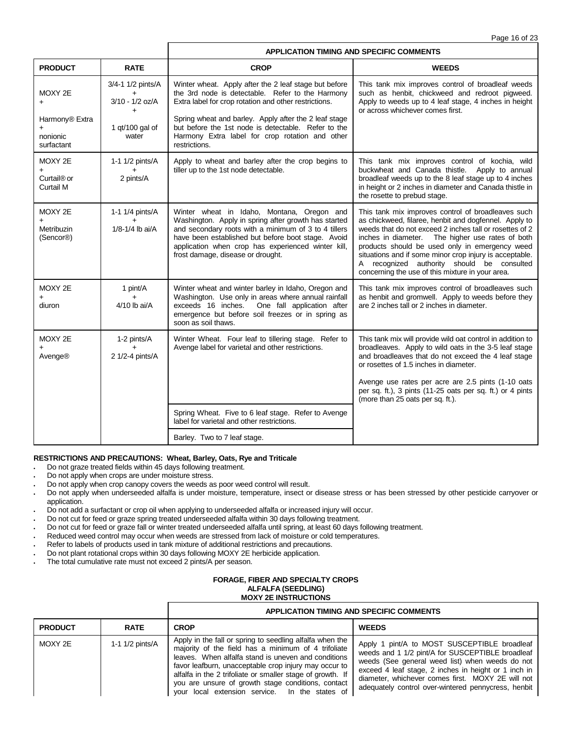| PRODUCT | RATE | APPLICATION TIMING AND SPECIFIC COMMENTS | |
|---|---|---|---|
| | | **CROP** | **WEEDS** |
| MOXY 2E + Harmony® Extra + nonionic surfactant | 3/4-1 1/2 pints/A + 3/10 - 1/2 oz/A + 1 qt/100 gal of water | Winter wheat. Apply after the 2 leaf stage but before the 3rd node is detectable. Refer to the Harmony Extra label for crop rotation and other restrictions.<br><br>Spring wheat and barley. Apply after the 2 leaf stage but before the 1st node is detectable. Refer to the Harmony Extra label for crop rotation and other restrictions. | This tank mix improves control of broadleaf weeds such as henbit, chickweed and redroot pigweed. Apply to weeds up to 4 leaf stage, 4 inches in height or across whichever comes first. |
| MOXY 2E + Curtail® or Curtail M | 1-1 1/2 pints/A + 2 pints/A | Apply to wheat and barley after the crop begins to tiller up to the 1st node detectable. | This tank mix improves control of kochia, wild buckwheat and Canada thistle. Apply to annual broadleaf weeds up to the 8 leaf stage up to 4 inches in height or 2 inches in diameter and Canada thistle in the rosette to prebud stage. |
| MOXY 2E + Metribuzin (Sencor®) | 1-1 1/4 pints/A + 1/8-1/4 lb ai/A | Winter wheat in Idaho, Montana, Oregon and Washington. Apply in spring after growth has started and secondary roots with a minimum of 3 to 4 tillers have been established but before boot stage. Avoid application when crop has experienced winter kill, frost damage, disease or drought. | This tank mix improves control of broadleaves such as chickweed, filaree, henbit and dogfennel. Apply to weeds that do not exceed 2 inches tall or rosettes of 2 inches in diameter. The higher use rates of both products should be used only in emergency weed situations and if some minor crop injury is acceptable. A recognized authority should be consulted concerning the use of this mixture in your area. |
| MOXY 2E + diuron | 1 pint/A + 4/10 lb ai/A | Winter wheat and winter barley in Idaho, Oregon and Washington. Use only in areas where annual rainfall exceeds 16 inches. One fall application after emergence but before soil freezes or in spring as soon as soil thaws. | This tank mix improves control of broadleaves such as henbit and gromwell. Apply to weeds before they are 2 inches tall or 2 inches in diameter. |
| MOXY 2E + Avenge® | 1-2 pints/A + 2 1/2-4 pints/A | Winter Wheat. Four leaf to tillering stage. Refer to Avenge label for varietal and other restrictions.<br><br>Spring Wheat. Five to 6 leaf stage. Refer to Avenge label for varietal and other restrictions.<br><br>Barley. Two to 7 leaf stage. | This tank mix will provide wild oat control in addition to broadleaves. Apply to wild oats in the 3-5 leaf stage and broadleaves that do not exceed the 4 leaf stage or rosettes of 1.5 inches in diameter.<br><br>Avenge use rates per acre are 2.5 pints (1-10 oats per sq. ft.), 3 pints (11-25 oats per sq. ft.) or 4 pints (more than 25 oats per sq. ft.). |

**RESTRICTIONS AND PRECAUTIONS: Wheat, Barley, Oats, Rye and Triticale**

- Do not graze treated fields within 45 days following treatment.
- Do not apply when crops are under moisture stress.
- Do not apply when crop canopy covers the weeds as poor weed control will result.
- Do not apply when underseeded alfalfa is under moisture, temperature, insect or disease stress or has been stressed by other pesticide carryover or application.
- Do not add a surfactant or crop oil when applying to underseeded alfalfa or increased injury will occur.
- Do not cut for feed or graze spring treated underseeded alfalfa within 30 days following treatment.
- Do not cut for feed or graze fall or winter treated underseeded alfalfa until spring, at least 60 days following treatment.
- Reduced weed control may occur when weeds are stressed from lack of moisture or cold temperatures.
- Refer to labels of products used in tank mixture of additional restrictions and precautions.
- Do not plant rotational crops within 30 days following MOXY 2E herbicide application.
- The total cumulative rate must not exceed 2 pints/A per season.

**FORAGE, FIBER AND SPECIALTY CROPS**
**ALFALFA (SEEDLING)**
**MOXY 2E INSTRUCTIONS**

| PRODUCT | RATE | APPLICATION TIMING AND SPECIFIC COMMENTS | |
|---|---|---|---|
| | | **CROP** | **WEEDS** |
| MOXY 2E | 1-1 1/2 pints/A | Apply in the fall or spring to seedling alfalfa when the majority of the field has a minimum of 4 trifoliate leaves. When alfalfa stand is uneven and conditions favor leafburn, unacceptable crop injury may occur to alfalfa in the 2 trifoliate or smaller stage of growth. If you are unsure of growth stage conditions, contact your local extension service. In the states of | Apply 1 pint/A to MOST SUSCEPTIBLE broadleaf weeds and 1 1/2 pint/A for SUSCEPTIBLE broadleaf weeds (See general weed list) when weeds do not exceed 4 leaf stage, 2 inches in height or 1 inch in diameter, whichever comes first. MOXY 2E will not adequately control over-wintered pennycress, henbit |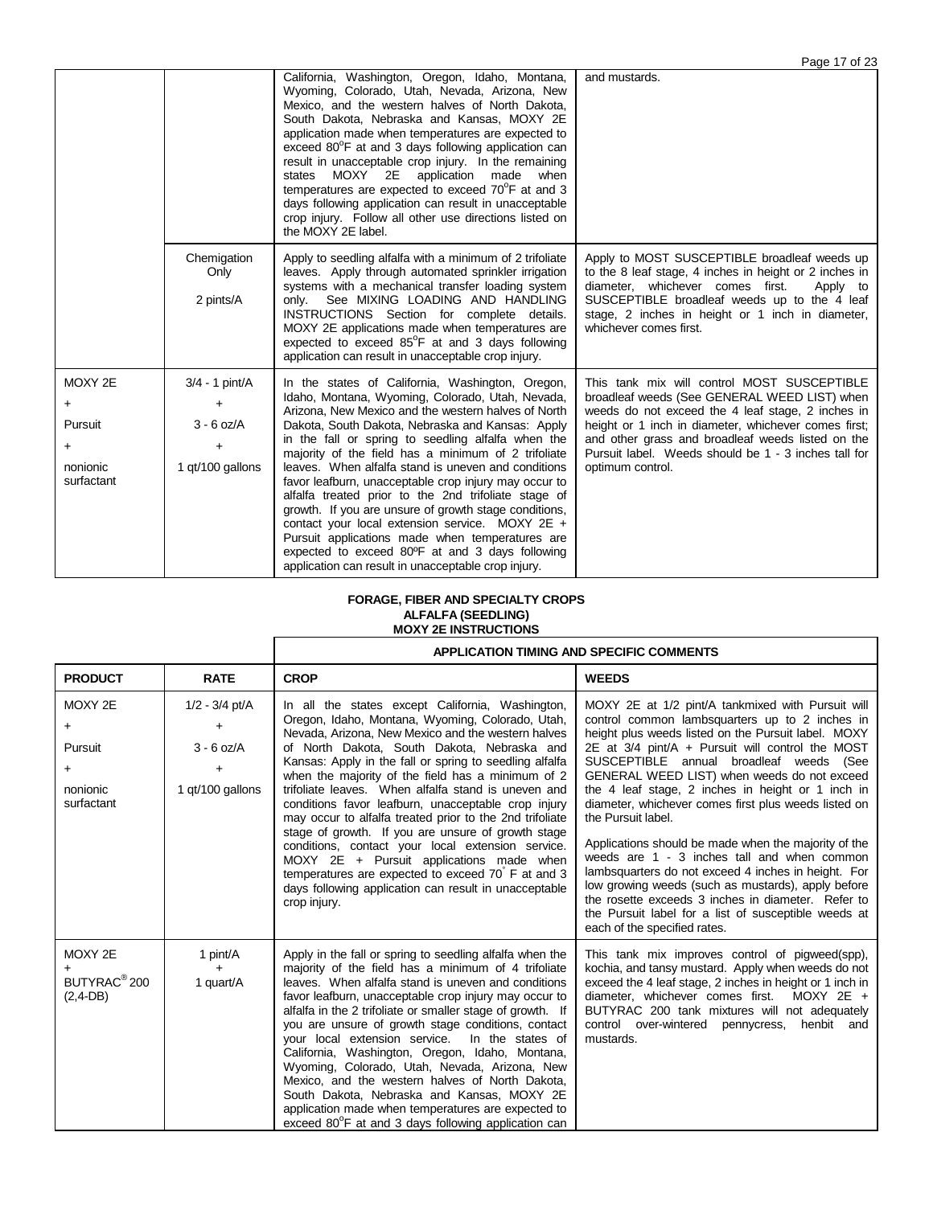| | | | |
|---|---|---|---|
| | | California, Washington, Oregon, Idaho, Montana, Wyoming, Colorado, Utah, Nevada, Arizona, New Mexico, and the western halves of North Dakota, South Dakota, Nebraska and Kansas, MOXY 2E application made when temperatures are expected to exceed 80°F at and 3 days following application can result in unacceptable crop injury. In the remaining states MOXY 2E application made when temperatures are expected to exceed 70°F at and 3 days following application can result in unacceptable crop injury. Follow all other use directions listed on the MOXY 2E label. | and mustards. |
| | Chemigation Only<br>2 pints/A | Apply to seedling alfalfa with a minimum of 2 trifoliate leaves. Apply through automated sprinkler irrigation systems with a mechanical transfer loading system only. See MIXING LOADING AND HANDLING INSTRUCTIONS Section for complete details. MOXY 2E applications made when temperatures are expected to exceed 85°F at and 3 days following application can result in unacceptable crop injury. | Apply to MOST SUSCEPTIBLE broadleaf weeds up to the 8 leaf stage, 4 inches in height or 2 inches in diameter, whichever comes first. Apply to SUSCEPTIBLE broadleaf weeds up to the 4 leaf stage, 2 inches in height or 1 inch in diameter, whichever comes first. |
| MOXY 2E<br>+<br>Pursuit<br>+<br>nonionic surfactant | 3/4 - 1 pint/A<br>+<br>3 - 6 oz/A<br>+<br>1 qt/100 gallons | In the states of California, Washington, Oregon, Idaho, Montana, Wyoming, Colorado, Utah, Nevada, Arizona, New Mexico and the western halves of North Dakota, South Dakota, Nebraska and Kansas: Apply in the fall or spring to seedling alfalfa when the majority of the field has a minimum of 2 trifoliate leaves. When alfalfa stand is uneven and conditions favor leafburn, unacceptable crop injury may occur to alfalfa treated prior to the 2nd trifoliate stage of growth. If you are unsure of growth stage conditions, contact your local extension service. MOXY 2E + Pursuit applications made when temperatures are expected to exceed 80ºF at and 3 days following application can result in unacceptable crop injury. | This tank mix will control MOST SUSCEPTIBLE broadleaf weeds (See GENERAL WEED LIST) when weeds do not exceed the 4 leaf stage, 2 inches in height or 1 inch in diameter, whichever comes first; and other grass and broadleaf weeds listed on the Pursuit label. Weeds should be 1 - 3 inches tall for optimum control. |

**FORAGE, FIBER AND SPECIALTY CROPS**
**ALFALFA (SEEDLING)**
**MOXY 2E INSTRUCTIONS**

| | | APPLICATION TIMING AND SPECIFIC COMMENTS | |
|---|---|---|---|
| **PRODUCT** | **RATE** | **CROP** | **WEEDS** |
| MOXY 2E<br>+<br>Pursuit<br>+<br>nonionic surfactant | 1/2 - 3/4 pt/A<br>+<br>3 - 6 oz/A<br>+<br>1 qt/100 gallons | In all the states except California, Washington, Oregon, Idaho, Montana, Wyoming, Colorado, Utah, Nevada, Arizona, New Mexico and the western halves of North Dakota, South Dakota, Nebraska and Kansas: Apply in the fall or spring to seedling alfalfa when the majority of the field has a minimum of 2 trifoliate leaves. When alfalfa stand is uneven and conditions favor leafburn, unacceptable crop injury may occur to alfalfa treated prior to the 2nd trifoliate stage of growth. If you are unsure of growth stage conditions, contact your local extension service. MOXY 2E + Pursuit applications made when temperatures are expected to exceed 70° F at and 3 days following application can result in unacceptable crop injury. | MOXY 2E at 1/2 pint/A tankmixed with Pursuit will control common lambsquarters up to 2 inches in height plus weeds listed on the Pursuit label. MOXY 2E at 3/4 pint/A + Pursuit will control the MOST SUSCEPTIBLE annual broadleaf weeds (See GENERAL WEED LIST) when weeds do not exceed the 4 leaf stage, 2 inches in height or 1 inch in diameter, whichever comes first plus weeds listed on the Pursuit label.<br><br>Applications should be made when the majority of the weeds are 1 - 3 inches tall and when common lambsquarters do not exceed 4 inches in height. For low growing weeds (such as mustards), apply before the rosette exceeds 3 inches in diameter. Refer to the Pursuit label for a list of susceptible weeds at each of the specified rates. |
| MOXY 2E<br>+<br>BUTYRAC® 200 (2,4-DB) | 1 pint/A<br>+<br>1 quart/A | Apply in the fall or spring to seedling alfalfa when the majority of the field has a minimum of 4 trifoliate leaves. When alfalfa stand is uneven and conditions favor leafburn, unacceptable crop injury may occur to alfalfa in the 2 trifoliate or smaller stage of growth. If you are unsure of growth stage conditions, contact your local extension service. In the states of California, Washington, Oregon, Idaho, Montana, Wyoming, Colorado, Utah, Nevada, Arizona, New Mexico, and the western halves of North Dakota, South Dakota, Nebraska and Kansas, MOXY 2E application made when temperatures are expected to exceed 80°F at and 3 days following application can | This tank mix improves control of pigweed(spp), kochia, and tansy mustard. Apply when weeds do not exceed the 4 leaf stage, 2 inches in height or 1 inch in diameter, whichever comes first. MOXY 2E + BUTYRAC 200 tank mixtures will not adequately control over-wintered pennycress, henbit and mustards. |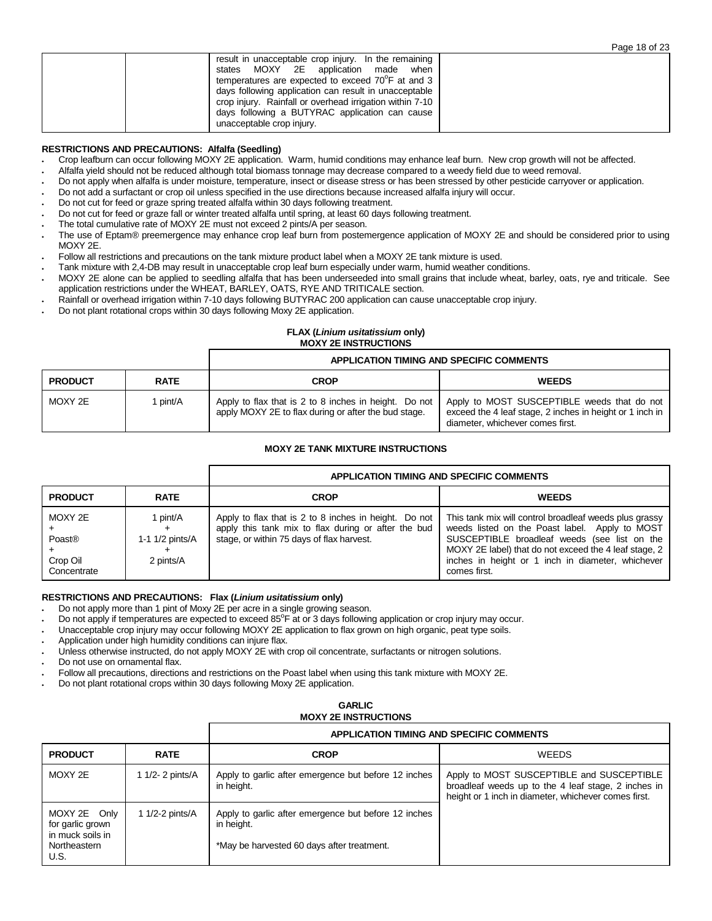| | | result in unacceptable crop injury. In the remaining states MOXY 2E application made when temperatures are expected to exceed 70°F at and 3 days following application can result in unacceptable crop injury. Rainfall or overhead irrigation within 7-10 days following a BUTYRAC application can cause unacceptable crop injury. | |
|---|---|---|---|

**RESTRICTIONS AND PRECAUTIONS: Alfalfa (Seedling)**

- Crop leafburn can occur following MOXY 2E application. Warm, humid conditions may enhance leaf burn. New crop growth will not be affected.
- Alfalfa yield should not be reduced although total biomass tonnage may decrease compared to a weedy field due to weed removal.
- Do not apply when alfalfa is under moisture, temperature, insect or disease stress or has been stressed by other pesticide carryover or application.
- Do not add a surfactant or crop oil unless specified in the use directions because increased alfalfa injury will occur.
- Do not cut for feed or graze spring treated alfalfa within 30 days following treatment.
- Do not cut for feed or graze fall or winter treated alfalfa until spring, at least 60 days following treatment.
- The total cumulative rate of MOXY 2E must not exceed 2 pints/A per season.
- The use of Eptam® preemergence may enhance crop leaf burn from postemergence application of MOXY 2E and should be considered prior to using MOXY 2E.
- Follow all restrictions and precautions on the tank mixture product label when a MOXY 2E tank mixture is used.
- Tank mixture with 2,4-DB may result in unacceptable crop leaf burn especially under warm, humid weather conditions.
- MOXY 2E alone can be applied to seedling alfalfa that has been underseeded into small grains that include wheat, barley, oats, rye and triticale. See application restrictions under the WHEAT, BARLEY, OATS, RYE AND TRITICALE section.
- Rainfall or overhead irrigation within 7-10 days following BUTYRAC 200 application can cause unacceptable crop injury.
- Do not plant rotational crops within 30 days following Moxy 2E application.

## FLAX (*Linium usitatissium* only)
### MOXY 2E INSTRUCTIONS

| | | APPLICATION TIMING AND SPECIFIC COMMENTS | |
|---|---|---|---|
| **PRODUCT** | **RATE** | **CROP** | **WEEDS** |
| MOXY 2E | 1 pint/A | Apply to flax that is 2 to 8 inches in height. Do not apply MOXY 2E to flax during or after the bud stage. | Apply to MOST SUSCEPTIBLE weeds that do not exceed the 4 leaf stage, 2 inches in height or 1 inch in diameter, whichever comes first. |

### MOXY 2E TANK MIXTURE INSTRUCTIONS

| | | APPLICATION TIMING AND SPECIFIC COMMENTS | |
|---|---|---|---|
| **PRODUCT** | **RATE** | **CROP** | **WEEDS** |
| MOXY 2E + Poast® + Crop Oil Concentrate | 1 pint/A + 1-1 1/2 pints/A + 2 pints/A | Apply to flax that is 2 to 8 inches in height. Do not apply this tank mix to flax during or after the bud stage, or within 75 days of flax harvest. | This tank mix will control broadleaf weeds plus grassy weeds listed on the Poast label. Apply to MOST SUSCEPTIBLE broadleaf weeds (see list on the MOXY 2E label) that do not exceed the 4 leaf stage, 2 inches in height or 1 inch in diameter, whichever comes first. |

**RESTRICTIONS AND PRECAUTIONS: Flax (*Linium usitatissium* only)**

- Do not apply more than 1 pint of Moxy 2E per acre in a single growing season.
- Do not apply if temperatures are expected to exceed 85°F at or 3 days following application or crop injury may occur.
- Unacceptable crop injury may occur following MOXY 2E application to flax grown on high organic, peat type soils.
- Application under high humidity conditions can injure flax.
- Unless otherwise instructed, do not apply MOXY 2E with crop oil concentrate, surfactants or nitrogen solutions.
- Do not use on ornamental flax.
- Follow all precautions, directions and restrictions on the Poast label when using this tank mixture with MOXY 2E.
- Do not plant rotational crops within 30 days following Moxy 2E application.

## GARLIC
### MOXY 2E INSTRUCTIONS

| | | APPLICATION TIMING AND SPECIFIC COMMENTS | |
|---|---|---|---|
| **PRODUCT** | **RATE** | **CROP** | WEEDS |
| MOXY 2E | 1 1/2- 2 pints/A | Apply to garlic after emergence but before 12 inches in height. | Apply to MOST SUSCEPTIBLE and SUSCEPTIBLE broadleaf weeds up to the 4 leaf stage, 2 inches in height or 1 inch in diameter, whichever comes first. |
| MOXY 2E Only for garlic grown in muck soils in Northeastern U.S. | 1 1/2-2 pints/A | Apply to garlic after emergence but before 12 inches in height. *May be harvested 60 days after treatment. | |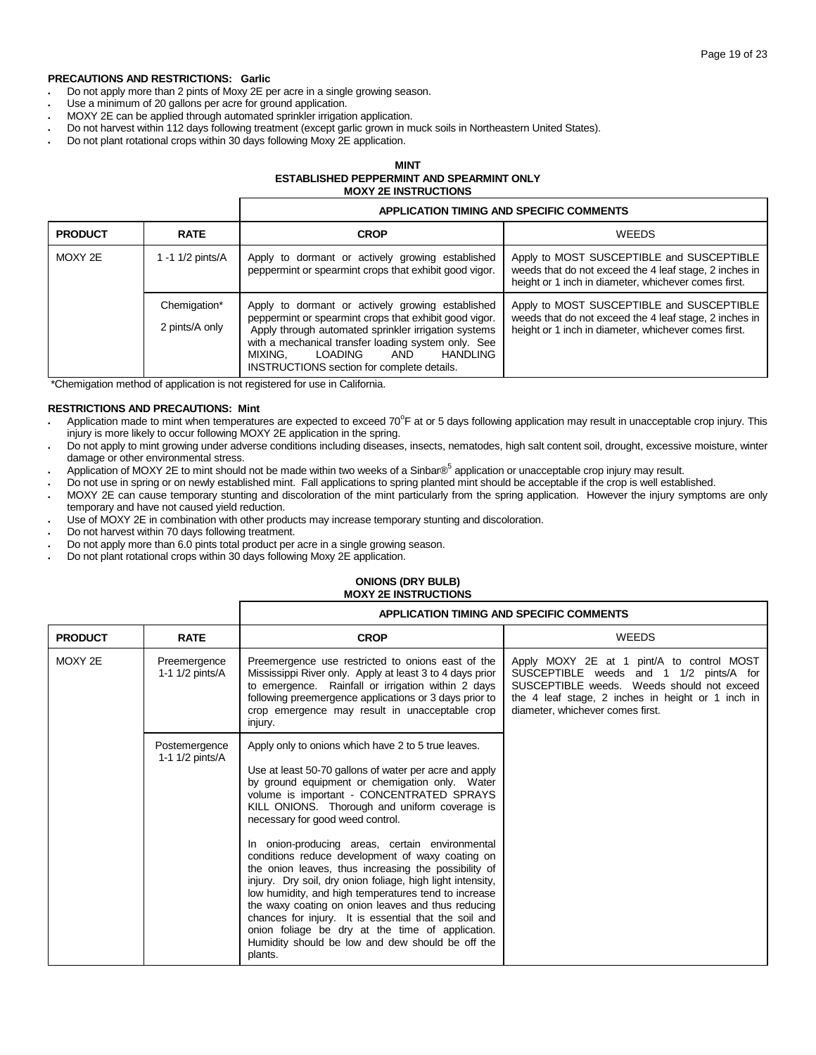**PRECAUTIONS AND RESTRICTIONS: Garlic**

- Do not apply more than 2 pints of Moxy 2E per acre in a single growing season.
- Use a minimum of 20 gallons per acre for ground application.
- MOXY 2E can be applied through automated sprinkler irrigation application.
- Do not harvest within 112 days following treatment (except garlic grown in muck soils in Northeastern United States).
- Do not plant rotational crops within 30 days following Moxy 2E application.

**MINT**
**ESTABLISHED PEPPERMINT AND SPEARMINT ONLY**
**MOXY 2E INSTRUCTIONS**

| | | APPLICATION TIMING AND SPECIFIC COMMENTS | |
|---|---|---|---|
| **PRODUCT** | **RATE** | **CROP** | WEEDS |
| MOXY 2E | 1 -1 1/2 pints/A | Apply to dormant or actively growing established peppermint or spearmint crops that exhibit good vigor. | Apply to MOST SUSCEPTIBLE and SUSCEPTIBLE weeds that do not exceed the 4 leaf stage, 2 inches in height or 1 inch in diameter, whichever comes first. |
| | Chemigation* 2 pints/A only | Apply to dormant or actively growing established peppermint or spearmint crops that exhibit good vigor. Apply through automated sprinkler irrigation systems with a mechanical transfer loading system only. See MIXING, LOADING AND HANDLING INSTRUCTIONS section for complete details. | Apply to MOST SUSCEPTIBLE and SUSCEPTIBLE weeds that do not exceed the 4 leaf stage, 2 inches in height or 1 inch in diameter, whichever comes first. |

*Chemigation method of application is not registered for use in California.

**RESTRICTIONS AND PRECAUTIONS: Mint**

- Application made to mint when temperatures are expected to exceed 70°F at or 5 days following application may result in unacceptable crop injury. This injury is more likely to occur following MOXY 2E application in the spring.
- Do not apply to mint growing under adverse conditions including diseases, insects, nematodes, high salt content soil, drought, excessive moisture, winter damage or other environmental stress.
- Application of MOXY 2E to mint should not be made within two weeks of a Sinbar®[5] application or unacceptable crop injury may result.
- Do not use in spring or on newly established mint. Fall applications to spring planted mint should be acceptable if the crop is well established.
- MOXY 2E can cause temporary stunting and discoloration of the mint particularly from the spring application. However the injury symptoms are only temporary and have not caused yield reduction.
- Use of MOXY 2E in combination with other products may increase temporary stunting and discoloration.
- Do not harvest within 70 days following treatment.
- Do not apply more than 6.0 pints total product per acre in a single growing season.
- Do not plant rotational crops within 30 days following Moxy 2E application.

**ONIONS (DRY BULB)**
**MOXY 2E INSTRUCTIONS**

| | | APPLICATION TIMING AND SPECIFIC COMMENTS | |
|---|---|---|---|
| **PRODUCT** | **RATE** | **CROP** | WEEDS |
| MOXY 2E | Preemergence 1-1 1/2 pints/A | Preemergence use restricted to onions east of the Mississippi River only. Apply at least 3 to 4 days prior to emergence. Rainfall or irrigation within 2 days following preemergence applications or 3 days prior to crop emergence may result in unacceptable crop injury. | Apply MOXY 2E at 1 pint/A to control MOST SUSCEPTIBLE weeds and 1 1/2 pints/A for SUSCEPTIBLE weeds. Weeds should not exceed the 4 leaf stage, 2 inches in height or 1 inch in diameter, whichever comes first. |
| | Postemergence 1-1 1/2 pints/A | Apply only to onions which have 2 to 5 true leaves. Use at least 50-70 gallons of water per acre and apply by ground equipment or chemigation only. Water volume is important - CONCENTRATED SPRAYS KILL ONIONS. Thorough and uniform coverage is necessary for good weed control. In onion-producing areas, certain environmental conditions reduce development of waxy coating on the onion leaves, thus increasing the possibility of injury. Dry soil, dry onion foliage, high light intensity, low humidity, and high temperatures tend to increase the waxy coating on onion leaves and thus reducing chances for injury. It is essential that the soil and onion foliage be dry at the time of application. Humidity should be low and dew should be off the plants. | |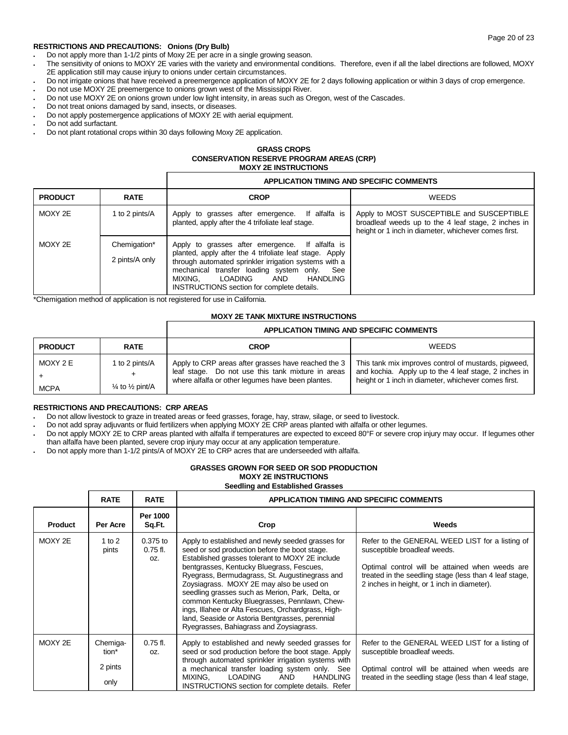**RESTRICTIONS AND PRECAUTIONS: Onions (Dry Bulb)**

- Do not apply more than 1-1/2 pints of Moxy 2E per acre in a single growing season.
- The sensitivity of onions to MOXY 2E varies with the variety and environmental conditions. Therefore, even if all the label directions are followed, MOXY 2E application still may cause injury to onions under certain circumstances.
- Do not irrigate onions that have received a preemergence application of MOXY 2E for 2 days following application or within 3 days of crop emergence.
- Do not use MOXY 2E preemergence to onions grown west of the Mississippi River.
- Do not use MOXY 2E on onions grown under low light intensity, in areas such as Oregon, west of the Cascades.
- Do not treat onions damaged by sand, insects, or diseases.
- Do not apply postemergence applications of MOXY 2E with aerial equipment.
- Do not add surfactant.
- Do not plant rotational crops within 30 days following Moxy 2E application.

## GRASS CROPS
## CONSERVATION RESERVE PROGRAM AREAS (CRP)
### MOXY 2E INSTRUCTIONS

| | | APPLICATION TIMING AND SPECIFIC COMMENTS | |
|---|---|---|---|
| **PRODUCT** | **RATE** | **CROP** | WEEDS |
| MOXY 2E | 1 to 2 pints/A | Apply to grasses after emergence. If alfalfa is planted, apply after the 4 trifoliate leaf stage. | Apply to MOST SUSCEPTIBLE and SUSCEPTIBLE broadleaf weeds up to the 4 leaf stage, 2 inches in height or 1 inch in diameter, whichever comes first. |
| MOXY 2E | Chemigation* 2 pints/A only | Apply to grasses after emergence. If alfalfa is planted, apply after the 4 trifoliate leaf stage. Apply through automated sprinkler irrigation systems with a mechanical transfer loading system only. See MIXING, LOADING AND HANDLING INSTRUCTIONS section for complete details. | |

*Chemigation method of application is not registered for use in California.

### MOXY 2E TANK MIXTURE INSTRUCTIONS

| | | APPLICATION TIMING AND SPECIFIC COMMENTS | |
|---|---|---|---|
| **PRODUCT** | **RATE** | **CROP** | WEEDS |
| MOXY 2 E + MCPA | 1 to 2 pints/A + ¼ to ½ pint/A | Apply to CRP areas after grasses have reached the 3 leaf stage. Do not use this tank mixture in areas where alfalfa or other legumes have been plantes. | This tank mix improves control of mustards, pigweed, and kochia. Apply up to the 4 leaf stage, 2 inches in height or 1 inch in diameter, whichever comes first. |

**RESTRICTIONS AND PRECAUTIONS: CRP AREAS**

- Do not allow livestock to graze in treated areas or feed grasses, forage, hay, straw, silage, or seed to livestock.
- Do not add spray adjuvants or fluid fertilizers when applying MOXY 2E CRP areas planted with alfalfa or other legumes.
- Do not apply MOXY 2E to CRP areas planted with alfalfa if temperatures are expected to exceed 80°F or severe crop injury may occur. If legumes other than alfalfa have been planted, severe crop injury may occur at any application temperature.
- Do not apply more than 1-1/2 pints/A of MOXY 2E to CRP acres that are underseeded with alfalfa.

## GRASSES GROWN FOR SEED OR SOD PRODUCTION
### MOXY 2E INSTRUCTIONS
#### Seedling and Established Grasses

| | RATE | RATE | APPLICATION TIMING AND SPECIFIC COMMENTS | |
|---|---|---|---|---|
| **Product** | **Per Acre** | **Per 1000 Sq.Ft.** | **Crop** | **Weeds** |
| MOXY 2E | 1 to 2 pints | 0.375 to 0.75 fl. oz. | Apply to established and newly seeded grasses for seed or sod production before the boot stage. Established grasses tolerant to MOXY 2E include bentgrasses, Kentucky Bluegrass, Fescues, Ryegrass, Bermudagrass, St. Augustinegrass and Zoysiagrass. MOXY 2E may also be used on seedling grasses such as Merion, Park, Delta, or common Kentucky Bluegrasses, Pennlawn, Chewings, Illahee or Alta Fescues, Orchardgrass, Highland, Seaside or Astoria Bentgrasses, perennial Ryegrasses, Bahiagrass and Zoysiagrass. | Refer to the GENERAL WEED LIST for a listing of susceptible broadleaf weeds. Optimal control will be attained when weeds are treated in the seedling stage (less than 4 leaf stage, 2 inches in height, or 1 inch in diameter). |
| MOXY 2E | Chemigation* 2 pints only | 0.75 fl. oz. | Apply to established and newly seeded grasses for seed or sod production before the boot stage. Apply through automated sprinkler irrigation systems with a mechanical transfer loading system only. See MIXING, LOADING AND HANDLING INSTRUCTIONS section for complete details. Refer | Refer to the GENERAL WEED LIST for a listing of susceptible broadleaf weeds. Optimal control will be attained when weeds are treated in the seedling stage (less than 4 leaf stage, |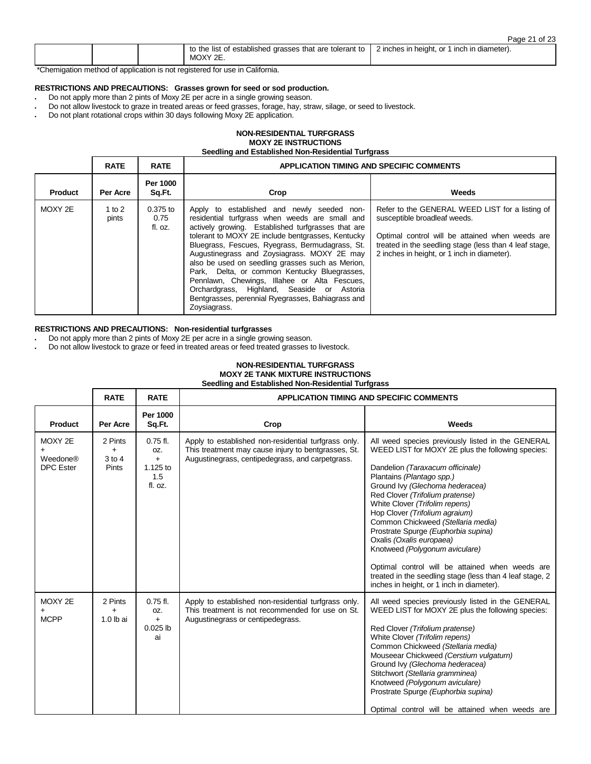| | | | to the list of established grasses that are tolerant to MOXY 2E. | 2 inches in height, or 1 inch in diameter). |
|---|---|---|---|---|

*Chemigation method of application is not registered for use in California.

**RESTRICTIONS AND PRECAUTIONS: Grasses grown for seed or sod production.**

- Do not apply more than 2 pints of Moxy 2E per acre in a single growing season.
- Do not allow livestock to graze in treated areas or feed grasses, forage, hay, straw, silage, or seed to livestock.
- Do not plant rotational crops within 30 days following Moxy 2E application.

**NON-RESIDENTIAL TURFGRASS**
**MOXY 2E INSTRUCTIONS**
**Seedling and Established Non-Residential Turfgrass**

| | RATE | RATE | APPLICATION TIMING AND SPECIFIC COMMENTS | |
|---|---|---|---|---|
| **Product** | **Per Acre** | **Per 1000 Sq.Ft.** | **Crop** | **Weeds** |
| MOXY 2E | 1 to 2 pints | 0.375 to 0.75 fl. oz. | Apply to established and newly seeded non-residential turfgrass when weeds are small and actively growing. Established turfgrasses that are tolerant to MOXY 2E include bentgrasses, Kentucky Bluegrass, Fescues, Ryegrass, Bermudagrass, St. Augustinegrass and Zoysiagrass. MOXY 2E may also be used on seedling grasses such as Merion, Park, Delta, or common Kentucky Bluegrasses, Pennlawn, Chewings, Illahee or Alta Fescues, Orchardgrass, Highland, Seaside or Astoria Bentgrasses, perennial Ryegrasses, Bahiagrass and Zoysiagrass. | Refer to the GENERAL WEED LIST for a listing of susceptible broadleaf weeds.<br><br>Optimal control will be attained when weeds are treated in the seedling stage (less than 4 leaf stage, 2 inches in height, or 1 inch in diameter). |

**RESTRICTIONS AND PRECAUTIONS: Non-residential turfgrasses**

- Do not apply more than 2 pints of Moxy 2E per acre in a single growing season.
- Do not allow livestock to graze or feed in treated areas or feed treated grasses to livestock.

**NON-RESIDENTIAL TURFGRASS**
**MOXY 2E TANK MIXTURE INSTRUCTIONS**
**Seedling and Established Non-Residential Turfgrass**

| | RATE | RATE | APPLICATION TIMING AND SPECIFIC COMMENTS | |
|---|---|---|---|---|
| **Product** | **Per Acre** | **Per 1000 Sq.Ft.** | **Crop** | **Weeds** |
| MOXY 2E + Weedone® DPC Ester | 2 Pints + 3 to 4 Pints | 0.75 fl. oz. + 1.125 to 1.5 fl. oz. | Apply to established non-residential turfgrass only. This treatment may cause injury to bentgrasses, St. Augustinegrass, centipedegrass, and carpetgrass. | All weed species previously listed in the GENERAL WEED LIST for MOXY 2E plus the following species:<br><br>Dandelion *(Taraxacum officinale)*<br>Plantains *(Plantago spp.)*<br>Ground Ivy *(Glechoma hederacea)*<br>Red Clover *(Trifolium pratense)*<br>White Clover *(Trifolim repens)*<br>Hop Clover *(Trifolium agraium)*<br>Common Chickweed *(Stellaria media)*<br>Prostrate Spurge *(Euphorbia supina)*<br>Oxalis *(Oxalis europaea)*<br>Knotweed *(Polygonum aviculare)*<br><br>Optimal control will be attained when weeds are treated in the seedling stage (less than 4 leaf stage, 2 inches in height, or 1 inch in diameter). |
| MOXY 2E + MCPP | 2 Pints + 1.0 lb ai | 0.75 fl. oz. + 0.025 lb ai | Apply to established non-residential turfgrass only. This treatment is not recommended for use on St. Augustinegrass or centipedegrass. | All weed species previously listed in the GENERAL WEED LIST for MOXY 2E plus the following species:<br><br>Red Clover *(Trifolium pratense)*<br>White Clover *(Trifolim repens)*<br>Common Chickweed *(Stellaria media)*<br>Mouseear Chickweed *(Cerstium vulgaturn)*<br>Ground Ivy *(Glechoma hederacea)*<br>Stitchwort *(Stellaria gramminea)*<br>Knotweed *(Polygonum aviculare)*<br>Prostrate Spurge *(Euphorbia supina)*<br><br>Optimal control will be attained when weeds are |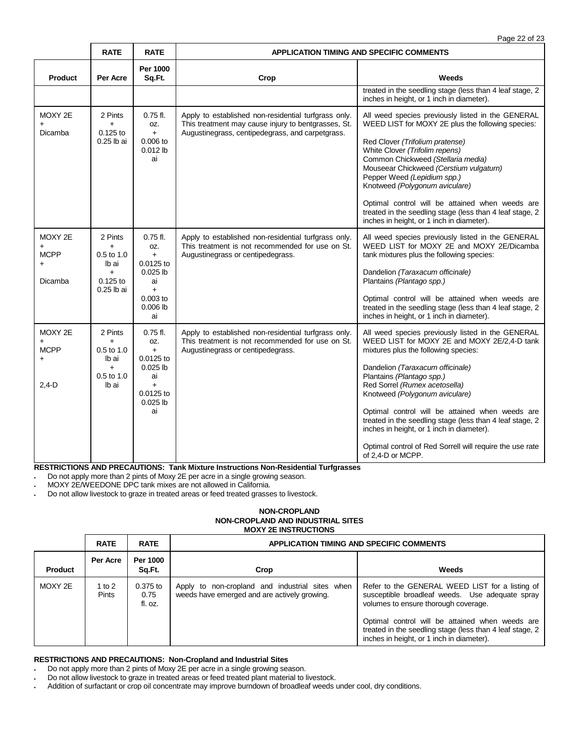| | RATE | RATE | APPLICATION TIMING AND SPECIFIC COMMENTS | |
|---|---|---|---|---|
| **Product** | **Per Acre** | **Per 1000 Sq.Ft.** | **Crop** | **Weeds** |
| | | | | treated in the seedling stage (less than 4 leaf stage, 2 inches in height, or 1 inch in diameter). |
| MOXY 2E + Dicamba | 2 Pints + 0.125 to 0.25 lb ai | 0.75 fl. oz. + 0.006 to 0.012 lb ai | Apply to established non-residential turfgrass only. This treatment may cause injury to bentgrasses, St. Augustinegrass, centipedegrass, and carpetgrass. | All weed species previously listed in the GENERAL WEED LIST for MOXY 2E plus the following species:<br><br>Red Clover *(Trifolium pratense)*<br>White Clover *(Trifolim repens)*<br>Common Chickweed *(Stellaria media)*<br>Mouseear Chickweed *(Cerstium vulgaturn)*<br>Pepper Weed *(Lepidium spp.)*<br>Knotweed *(Polygonum aviculare)*<br><br>Optimal control will be attained when weeds are treated in the seedling stage (less than 4 leaf stage, 2 inches in height, or 1 inch in diameter). |
| MOXY 2E + MCPP + Dicamba | 2 Pints + 0.5 to 1.0 lb ai + 0.125 to 0.25 lb ai | 0.75 fl. oz. + 0.0125 to 0.025 lb ai + 0.003 to 0.006 lb ai | Apply to established non-residential turfgrass only. This treatment is not recommended for use on St. Augustinegrass or centipedegrass. | All weed species previously listed in the GENERAL WEED LIST for MOXY 2E and MOXY 2E/Dicamba tank mixtures plus the following species:<br><br>Dandelion *(Taraxacum officinale)*<br>Plantains *(Plantago spp.)*<br><br>Optimal control will be attained when weeds are treated in the seedling stage (less than 4 leaf stage, 2 inches in height, or 1 inch in diameter). |
| MOXY 2E + MCPP + 2,4-D | 2 Pints + 0.5 to 1.0 lb ai + 0.5 to 1.0 lb ai | 0.75 fl. oz. + 0.0125 to 0.025 lb ai + 0.0125 to 0.025 lb ai | Apply to established non-residential turfgrass only. This treatment is not recommended for use on St. Augustinegrass or centipedegrass. | All weed species previously listed in the GENERAL WEED LIST for MOXY 2E and MOXY 2E/2,4-D tank mixtures plus the following species:<br><br>Dandelion *(Taraxacum officinale)*<br>Plantains *(Plantago spp.)*<br>Red Sorrel *(Rumex acetosella)*<br>Knotweed *(Polygonum aviculare)*<br><br>Optimal control will be attained when weeds are treated in the seedling stage (less than 4 leaf stage, 2 inches in height, or 1 inch in diameter).<br><br>Optimal control of Red Sorrell will require the use rate of 2,4-D or MCPP. |

**RESTRICTIONS AND PRECAUTIONS: Tank Mixture Instructions Non-Residential Turfgrasses**

- Do not apply more than 2 pints of Moxy 2E per acre in a single growing season.
- MOXY 2E/WEEDONE DPC tank mixes are not allowed in California.
- Do not allow livestock to graze in treated areas or feed treated grasses to livestock.

**NON-CROPLAND**
**NON-CROPLAND AND INDUSTRIAL SITES**
**MOXY 2E INSTRUCTIONS**

| | RATE | RATE | APPLICATION TIMING AND SPECIFIC COMMENTS | |
|---|---|---|---|---|
| **Product** | **Per Acre** | **Per 1000 Sq.Ft.** | **Crop** | **Weeds** |
| MOXY 2E | 1 to 2 Pints | 0.375 to 0.75 fl. oz. | Apply to non-cropland and industrial sites when weeds have emerged and are actively growing. | Refer to the GENERAL WEED LIST for a listing of susceptible broadleaf weeds. Use adequate spray volumes to ensure thorough coverage.<br><br>Optimal control will be attained when weeds are treated in the seedling stage (less than 4 leaf stage, 2 inches in height, or 1 inch in diameter). |

**RESTRICTIONS AND PRECAUTIONS: Non-Cropland and Industrial Sites**

- Do not apply more than 2 pints of Moxy 2E per acre in a single growing season.
- Do not allow livestock to graze in treated areas or feed treated plant material to livestock.
- Addition of surfactant or crop oil concentrate may improve burndown of broadleaf weeds under cool, dry conditions.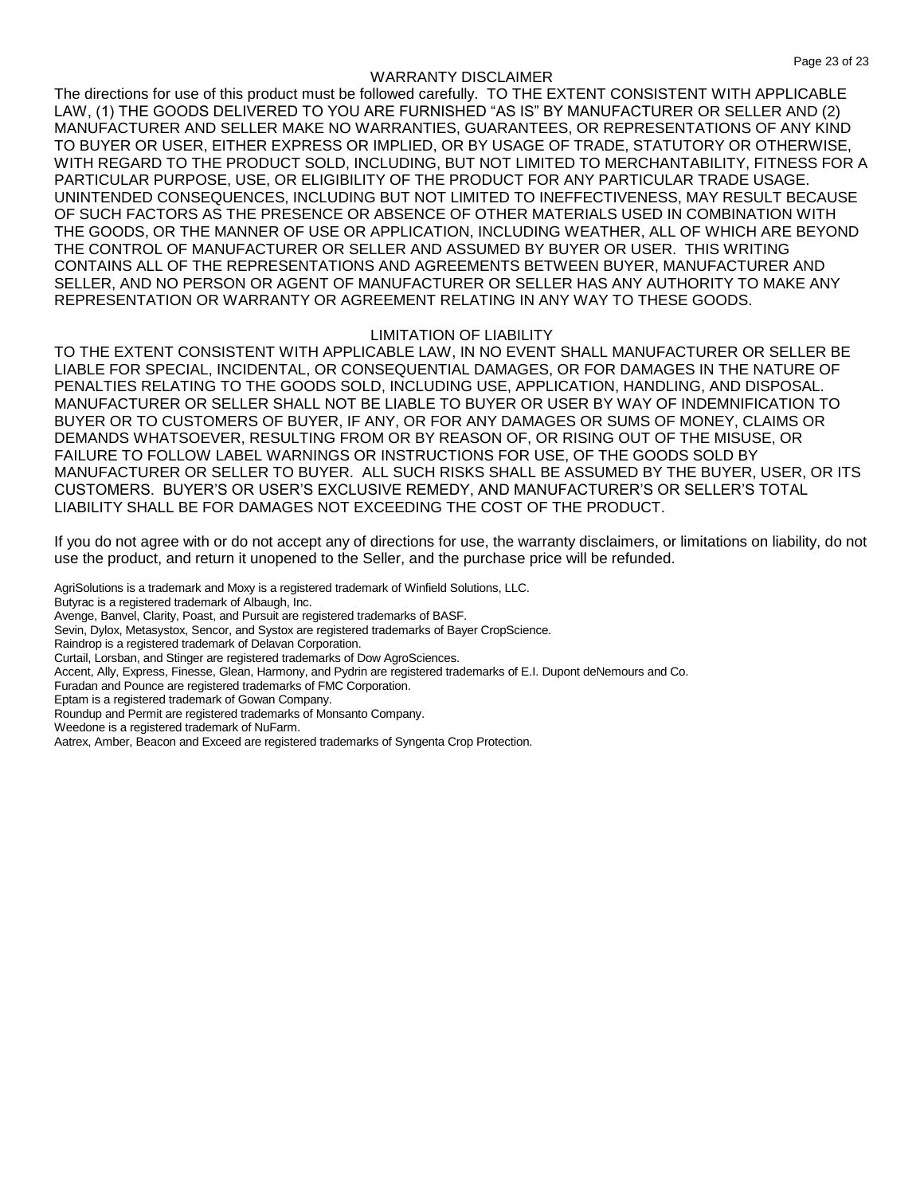## WARRANTY DISCLAIMER

The directions for use of this product must be followed carefully. TO THE EXTENT CONSISTENT WITH APPLICABLE LAW, (1) THE GOODS DELIVERED TO YOU ARE FURNISHED "AS IS" BY MANUFACTURER OR SELLER AND (2) MANUFACTURER AND SELLER MAKE NO WARRANTIES, GUARANTEES, OR REPRESENTATIONS OF ANY KIND TO BUYER OR USER, EITHER EXPRESS OR IMPLIED, OR BY USAGE OF TRADE, STATUTORY OR OTHERWISE, WITH REGARD TO THE PRODUCT SOLD, INCLUDING, BUT NOT LIMITED TO MERCHANTABILITY, FITNESS FOR A PARTICULAR PURPOSE, USE, OR ELIGIBILITY OF THE PRODUCT FOR ANY PARTICULAR TRADE USAGE. UNINTENDED CONSEQUENCES, INCLUDING BUT NOT LIMITED TO INEFFECTIVENESS, MAY RESULT BECAUSE OF SUCH FACTORS AS THE PRESENCE OR ABSENCE OF OTHER MATERIALS USED IN COMBINATION WITH THE GOODS, OR THE MANNER OF USE OR APPLICATION, INCLUDING WEATHER, ALL OF WHICH ARE BEYOND THE CONTROL OF MANUFACTURER OR SELLER AND ASSUMED BY BUYER OR USER. THIS WRITING CONTAINS ALL OF THE REPRESENTATIONS AND AGREEMENTS BETWEEN BUYER, MANUFACTURER AND SELLER, AND NO PERSON OR AGENT OF MANUFACTURER OR SELLER HAS ANY AUTHORITY TO MAKE ANY REPRESENTATION OR WARRANTY OR AGREEMENT RELATING IN ANY WAY TO THESE GOODS.

## LIMITATION OF LIABILITY

TO THE EXTENT CONSISTENT WITH APPLICABLE LAW, IN NO EVENT SHALL MANUFACTURER OR SELLER BE LIABLE FOR SPECIAL, INCIDENTAL, OR CONSEQUENTIAL DAMAGES, OR FOR DAMAGES IN THE NATURE OF PENALTIES RELATING TO THE GOODS SOLD, INCLUDING USE, APPLICATION, HANDLING, AND DISPOSAL. MANUFACTURER OR SELLER SHALL NOT BE LIABLE TO BUYER OR USER BY WAY OF INDEMNIFICATION TO BUYER OR TO CUSTOMERS OF BUYER, IF ANY, OR FOR ANY DAMAGES OR SUMS OF MONEY, CLAIMS OR DEMANDS WHATSOEVER, RESULTING FROM OR BY REASON OF, OR RISING OUT OF THE MISUSE, OR FAILURE TO FOLLOW LABEL WARNINGS OR INSTRUCTIONS FOR USE, OF THE GOODS SOLD BY MANUFACTURER OR SELLER TO BUYER. ALL SUCH RISKS SHALL BE ASSUMED BY THE BUYER, USER, OR ITS CUSTOMERS. BUYER'S OR USER'S EXCLUSIVE REMEDY, AND MANUFACTURER'S OR SELLER'S TOTAL LIABILITY SHALL BE FOR DAMAGES NOT EXCEEDING THE COST OF THE PRODUCT.

If you do not agree with or do not accept any of directions for use, the warranty disclaimers, or limitations on liability, do not use the product, and return it unopened to the Seller, and the purchase price will be refunded.

AgriSolutions is a trademark and Moxy is a registered trademark of Winfield Solutions, LLC.
Butyrac is a registered trademark of Albaugh, Inc.
Avenge, Banvel, Clarity, Poast, and Pursuit are registered trademarks of BASF.
Sevin, Dylox, Metasystox, Sencor, and Systox are registered trademarks of Bayer CropScience.
Raindrop is a registered trademark of Delavan Corporation.
Curtail, Lorsban, and Stinger are registered trademarks of Dow AgroSciences.
Accent, Ally, Express, Finesse, Glean, Harmony, and Pydrin are registered trademarks of E.I. Dupont deNemours and Co.
Furadan and Pounce are registered trademarks of FMC Corporation.
Eptam is a registered trademark of Gowan Company.
Roundup and Permit are registered trademarks of Monsanto Company.
Weedone is a registered trademark of NuFarm.
Aatrex, Amber, Beacon and Exceed are registered trademarks of Syngenta Crop Protection.